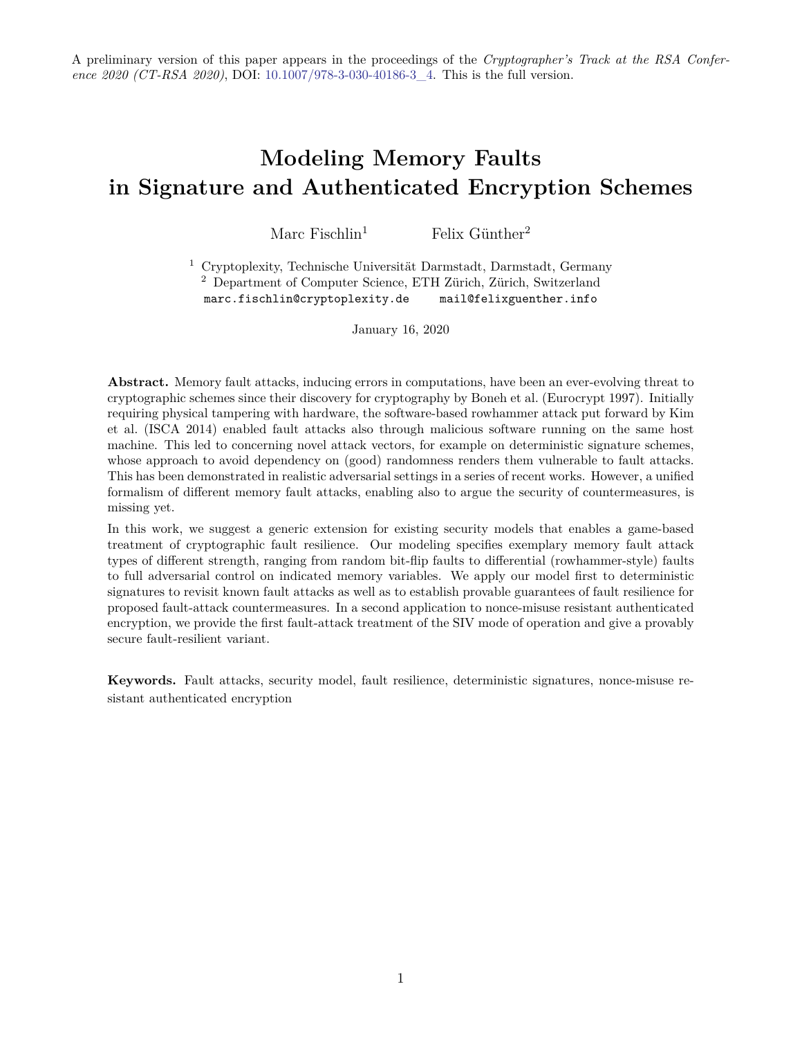A preliminary version of this paper appears in the proceedings of the *Cryptographer's Track at the RSA Conference 2020 (CT-RSA 2020)*, DOI: 10.1007/978-3-030-40186-3_4. This is the full version.

# Modeling Memory Faults in Signature and Authenticated Encryption Schemes

Marc Fischlin[1] Felix Günther[2]

[1] Cryptoplexity, Technische Universität Darmstadt, Darmstadt, Germany
[2] Department of Computer Science, ETH Zürich, Zürich, Switzerland
marc.fischlin@cryptoplexity.de mail@felixguenther.info

January 16, 2020

**Abstract.** Memory fault attacks, inducing errors in computations, have been an ever-evolving threat to cryptographic schemes since their discovery for cryptography by Boneh et al. (Eurocrypt 1997). Initially requiring physical tampering with hardware, the software-based rowhammer attack put forward by Kim et al. (ISCA 2014) enabled fault attacks also through malicious software running on the same host machine. This led to concerning novel attack vectors, for example on deterministic signature schemes, whose approach to avoid dependency on (good) randomness renders them vulnerable to fault attacks. This has been demonstrated in realistic adversarial settings in a series of recent works. However, a unified formalism of different memory fault attacks, enabling also to argue the security of countermeasures, is missing yet.

In this work, we suggest a generic extension for existing security models that enables a game-based treatment of cryptographic fault resilience. Our modeling specifies exemplary memory fault attack types of different strength, ranging from random bit-flip faults to differential (rowhammer-style) faults to full adversarial control on indicated memory variables. We apply our model first to deterministic signatures to revisit known fault attacks as well as to establish provable guarantees of fault resilience for proposed fault-attack countermeasures. In a second application to nonce-misuse resistant authenticated encryption, we provide the first fault-attack treatment of the SIV mode of operation and give a provably secure fault-resilient variant.

**Keywords.** Fault attacks, security model, fault resilience, deterministic signatures, nonce-misuse resistant authenticated encryption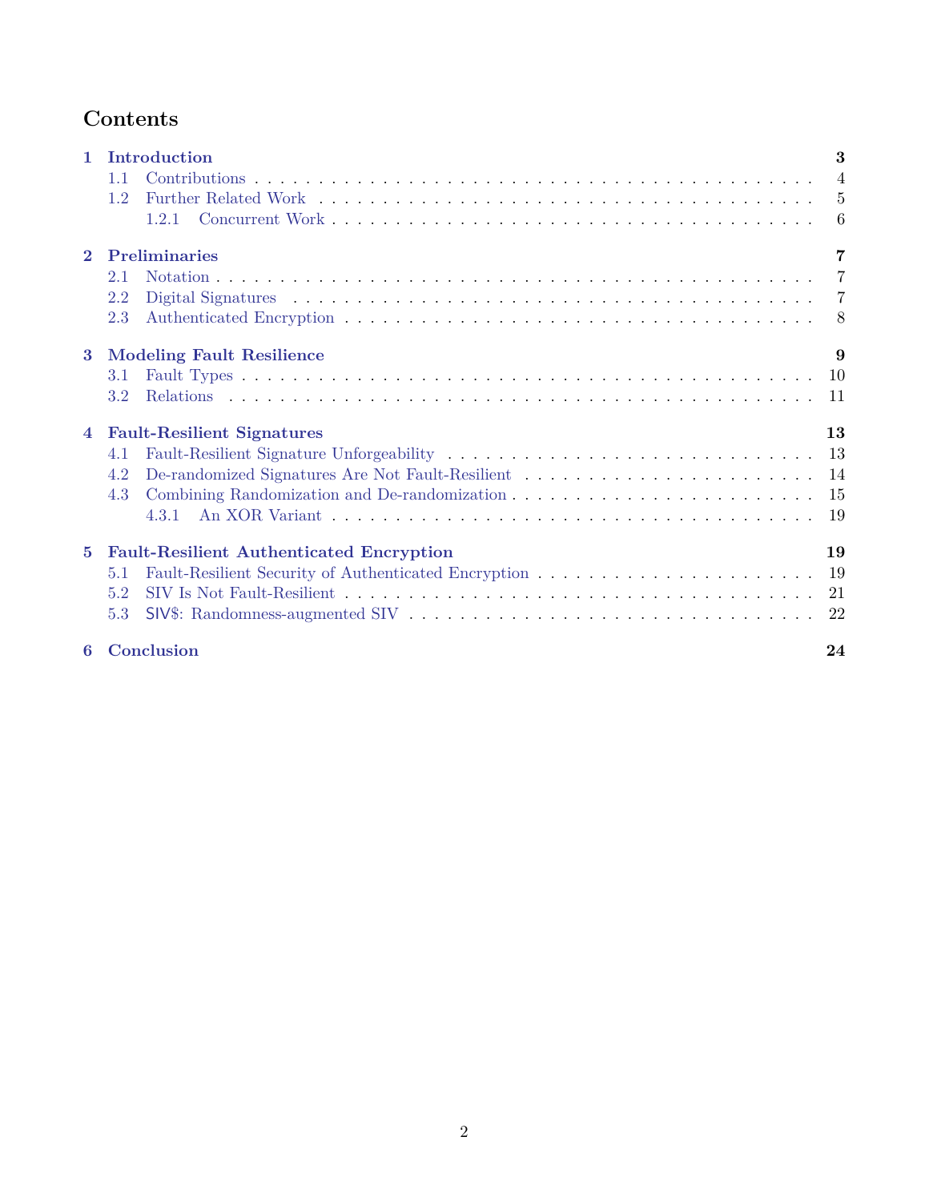# Contents

**1 Introduction** — **3**
- 1.1 Contributions — 4
- 1.2 Further Related Work — 5
  - 1.2.1 Concurrent Work — 6

**2 Preliminaries** — **7**
- 2.1 Notation — 7
- 2.2 Digital Signatures — 7
- 2.3 Authenticated Encryption — 8

**3 Modeling Fault Resilience** — **9**
- 3.1 Fault Types — 10
- 3.2 Relations — 11

**4 Fault-Resilient Signatures** — **13**
- 4.1 Fault-Resilient Signature Unforgeability — 13
- 4.2 De-randomized Signatures Are Not Fault-Resilient — 14
- 4.3 Combining Randomization and De-randomization — 15
  - 4.3.1 An XOR Variant — 19

**5 Fault-Resilient Authenticated Encryption** — **19**
- 5.1 Fault-Resilient Security of Authenticated Encryption — 19
- 5.2 SIV Is Not Fault-Resilient — 21
- 5.3 SIV$: Randomness-augmented SIV — 22

**6 Conclusion** — **24**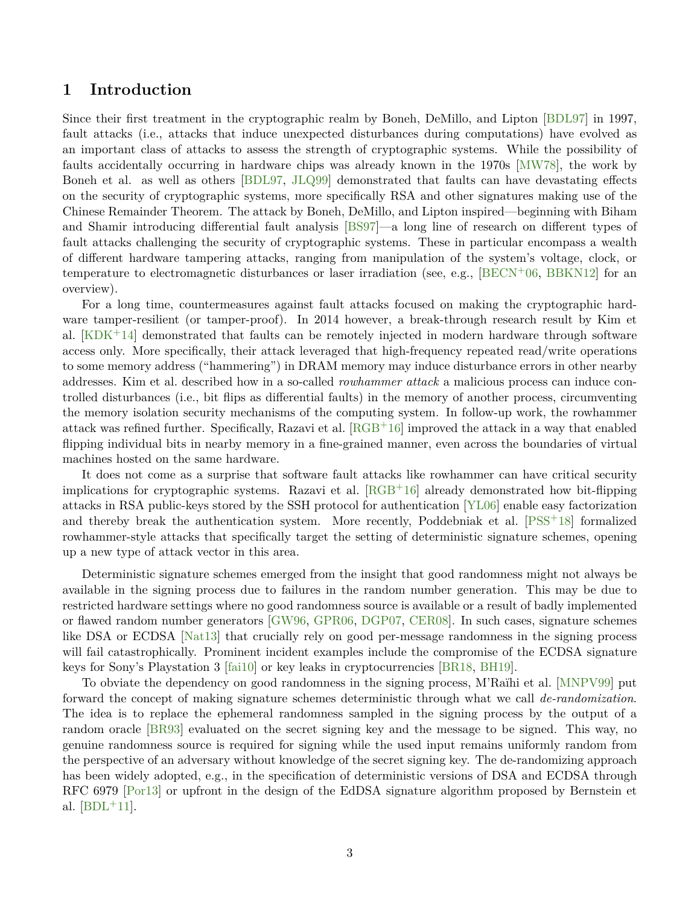## 1 Introduction

Since their first treatment in the cryptographic realm by Boneh, DeMillo, and Lipton [BDL97] in 1997, fault attacks (i.e., attacks that induce unexpected disturbances during computations) have evolved as an important class of attacks to assess the strength of cryptographic systems. While the possibility of faults accidentally occurring in hardware chips was already known in the 1970s [MW78], the work by Boneh et al. as well as others [BDL97, JLQ99] demonstrated that faults can have devastating effects on the security of cryptographic systems, more specifically RSA and other signatures making use of the Chinese Remainder Theorem. The attack by Boneh, DeMillo, and Lipton inspired—beginning with Biham and Shamir introducing differential fault analysis [BS97]—a long line of research on different types of fault attacks challenging the security of cryptographic systems. These in particular encompass a wealth of different hardware tampering attacks, ranging from manipulation of the system's voltage, clock, or temperature to electromagnetic disturbances or laser irradiation (see, e.g., [BECN+06, BBKN12] for an overview).

For a long time, countermeasures against fault attacks focused on making the cryptographic hardware tamper-resilient (or tamper-proof). In 2014 however, a break-through research result by Kim et al. [KDK+14] demonstrated that faults can be remotely injected in modern hardware through software access only. More specifically, their attack leveraged that high-frequency repeated read/write operations to some memory address ("hammering") in DRAM memory may induce disturbance errors in other nearby addresses. Kim et al. described how in a so-called *rowhammer attack* a malicious process can induce controlled disturbances (i.e., bit flips as differential faults) in the memory of another process, circumventing the memory isolation security mechanisms of the computing system. In follow-up work, the rowhammer attack was refined further. Specifically, Razavi et al. [RGB+16] improved the attack in a way that enabled flipping individual bits in nearby memory in a fine-grained manner, even across the boundaries of virtual machines hosted on the same hardware.

It does not come as a surprise that software fault attacks like rowhammer can have critical security implications for cryptographic systems. Razavi et al. [RGB+16] already demonstrated how bit-flipping attacks in RSA public-keys stored by the SSH protocol for authentication [YL06] enable easy factorization and thereby break the authentication system. More recently, Poddebniak et al. [PSS+18] formalized rowhammer-style attacks that specifically target the setting of deterministic signature schemes, opening up a new type of attack vector in this area.

Deterministic signature schemes emerged from the insight that good randomness might not always be available in the signing process due to failures in the random number generation. This may be due to restricted hardware settings where no good randomness source is available or a result of badly implemented or flawed random number generators [GW96, GPR06, DGP07, CER08]. In such cases, signature schemes like DSA or ECDSA [Nat13] that crucially rely on good per-message randomness in the signing process will fail catastrophically. Prominent incident examples include the compromise of the ECDSA signature keys for Sony's Playstation 3 [fai10] or key leaks in cryptocurrencies [BR18, BH19].

To obviate the dependency on good randomness in the signing process, M'Raïhi et al. [MNPV99] put forward the concept of making signature schemes deterministic through what we call *de-randomization*. The idea is to replace the ephemeral randomness sampled in the signing process by the output of a random oracle [BR93] evaluated on the secret signing key and the message to be signed. This way, no genuine randomness source is required for signing while the used input remains uniformly random from the perspective of an adversary without knowledge of the secret signing key. The de-randomizing approach has been widely adopted, e.g., in the specification of deterministic versions of DSA and ECDSA through RFC 6979 [Por13] or upfront in the design of the EdDSA signature algorithm proposed by Bernstein et al. [BDL+11].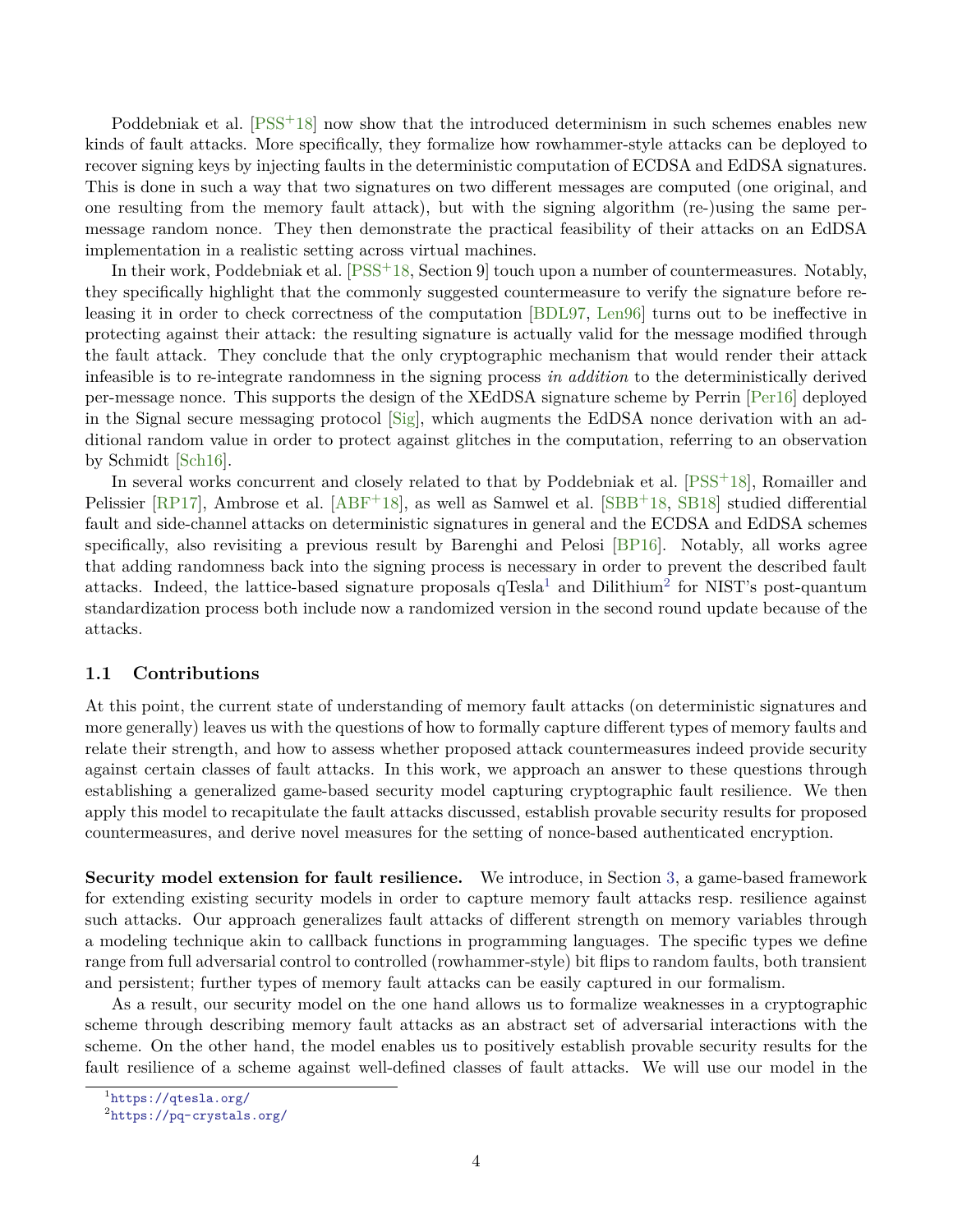Poddebniak et al. [PSS+18] now show that the introduced determinism in such schemes enables new kinds of fault attacks. More specifically, they formalize how rowhammer-style attacks can be deployed to recover signing keys by injecting faults in the deterministic computation of ECDSA and EdDSA signatures. This is done in such a way that two signatures on two different messages are computed (one original, and one resulting from the memory fault attack), but with the signing algorithm (re-)using the same per-message random nonce. They then demonstrate the practical feasibility of their attacks on an EdDSA implementation in a realistic setting across virtual machines.

In their work, Poddebniak et al. [PSS+18, Section 9] touch upon a number of countermeasures. Notably, they specifically highlight that the commonly suggested countermeasure to verify the signature before releasing it in order to check correctness of the computation [BDL97, Len96] turns out to be ineffective in protecting against their attack: the resulting signature is actually valid for the message modified through the fault attack. They conclude that the only cryptographic mechanism that would render their attack infeasible is to re-integrate randomness in the signing process *in addition* to the deterministically derived per-message nonce. This supports the design of the XEdDSA signature scheme by Perrin [Per16] deployed in the Signal secure messaging protocol [Sig], which augments the EdDSA nonce derivation with an additional random value in order to protect against glitches in the computation, referring to an observation by Schmidt [Sch16].

In several works concurrent and closely related to that by Poddebniak et al. [PSS+18], Romailler and Pelissier [RP17], Ambrose et al. [ABF+18], as well as Samwel et al. [SBB+18, SB18] studied differential fault and side-channel attacks on deterministic signatures in general and the ECDSA and EdDSA schemes specifically, also revisiting a previous result by Barenghi and Pelosi [BP16]. Notably, all works agree that adding randomness back into the signing process is necessary in order to prevent the described fault attacks. Indeed, the lattice-based signature proposals qTesla[1] and Dilithium[2] for NIST's post-quantum standardization process both include now a randomized version in the second round update because of the attacks.

## 1.1 Contributions

At this point, the current state of understanding of memory fault attacks (on deterministic signatures and more generally) leaves us with the questions of how to formally capture different types of memory faults and relate their strength, and how to assess whether proposed attack countermeasures indeed provide security against certain classes of fault attacks. In this work, we approach an answer to these questions through establishing a generalized game-based security model capturing cryptographic fault resilience. We then apply this model to recapitulate the fault attacks discussed, establish provable security results for proposed countermeasures, and derive novel measures for the setting of nonce-based authenticated encryption.

**Security model extension for fault resilience.** We introduce, in Section 3, a game-based framework for extending existing security models in order to capture memory fault attacks resp. resilience against such attacks. Our approach generalizes fault attacks of different strength on memory variables through a modeling technique akin to callback functions in programming languages. The specific types we define range from full adversarial control to controlled (rowhammer-style) bit flips to random faults, both transient and persistent; further types of memory fault attacks can be easily captured in our formalism.

As a result, our security model on the one hand allows us to formalize weaknesses in a cryptographic scheme through describing memory fault attacks as an abstract set of adversarial interactions with the scheme. On the other hand, the model enables us to positively establish provable security results for the fault resilience of a scheme against well-defined classes of fault attacks. We will use our model in the

[1] https://qtesla.org/

[2] https://pq-crystals.org/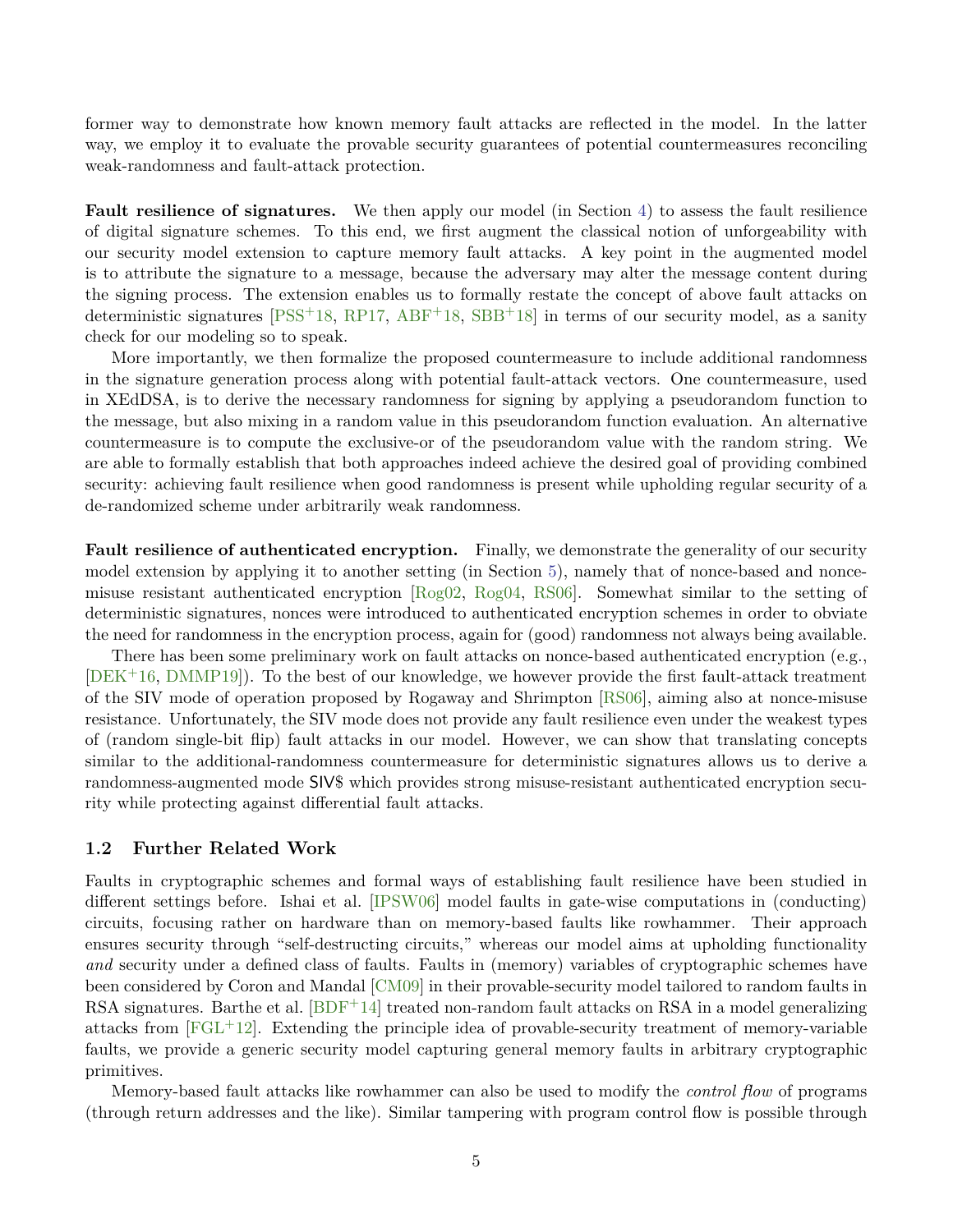former way to demonstrate how known memory fault attacks are reflected in the model. In the latter way, we employ it to evaluate the provable security guarantees of potential countermeasures reconciling weak-randomness and fault-attack protection.

**Fault resilience of signatures.** We then apply our model (in Section 4) to assess the fault resilience of digital signature schemes. To this end, we first augment the classical notion of unforgeability with our security model extension to capture memory fault attacks. A key point in the augmented model is to attribute the signature to a message, because the adversary may alter the message content during the signing process. The extension enables us to formally restate the concept of above fault attacks on deterministic signatures [PSS+18, RP17, ABF+18, SBB+18] in terms of our security model, as a sanity check for our modeling so to speak.

More importantly, we then formalize the proposed countermeasure to include additional randomness in the signature generation process along with potential fault-attack vectors. One countermeasure, used in XEdDSA, is to derive the necessary randomness for signing by applying a pseudorandom function to the message, but also mixing in a random value in this pseudorandom function evaluation. An alternative countermeasure is to compute the exclusive-or of the pseudorandom value with the random string. We are able to formally establish that both approaches indeed achieve the desired goal of providing combined security: achieving fault resilience when good randomness is present while upholding regular security of a de-randomized scheme under arbitrarily weak randomness.

**Fault resilience of authenticated encryption.** Finally, we demonstrate the generality of our security model extension by applying it to another setting (in Section 5), namely that of nonce-based and nonce-misuse resistant authenticated encryption [Rog02, Rog04, RS06]. Somewhat similar to the setting of deterministic signatures, nonces were introduced to authenticated encryption schemes in order to obviate the need for randomness in the encryption process, again for (good) randomness not always being available.

There has been some preliminary work on fault attacks on nonce-based authenticated encryption (e.g., [DEK+16, DMMP19]). To the best of our knowledge, we however provide the first fault-attack treatment of the SIV mode of operation proposed by Rogaway and Shrimpton [RS06], aiming also at nonce-misuse resistance. Unfortunately, the SIV mode does not provide any fault resilience even under the weakest types of (random single-bit flip) fault attacks in our model. However, we can show that translating concepts similar to the additional-randomness countermeasure for deterministic signatures allows us to derive a randomness-augmented mode SIV$ which provides strong misuse-resistant authenticated encryption security while protecting against differential fault attacks.

## 1.2 Further Related Work

Faults in cryptographic schemes and formal ways of establishing fault resilience have been studied in different settings before. Ishai et al. [IPSW06] model faults in gate-wise computations in (conducting) circuits, focusing rather on hardware than on memory-based faults like rowhammer. Their approach ensures security through "self-destructing circuits," whereas our model aims at upholding functionality *and* security under a defined class of faults. Faults in (memory) variables of cryptographic schemes have been considered by Coron and Mandal [CM09] in their provable-security model tailored to random faults in RSA signatures. Barthe et al. [BDF+14] treated non-random fault attacks on RSA in a model generalizing attacks from [FGL+12]. Extending the principle idea of provable-security treatment of memory-variable faults, we provide a generic security model capturing general memory faults in arbitrary cryptographic primitives.

Memory-based fault attacks like rowhammer can also be used to modify the *control flow* of programs (through return addresses and the like). Similar tampering with program control flow is possible through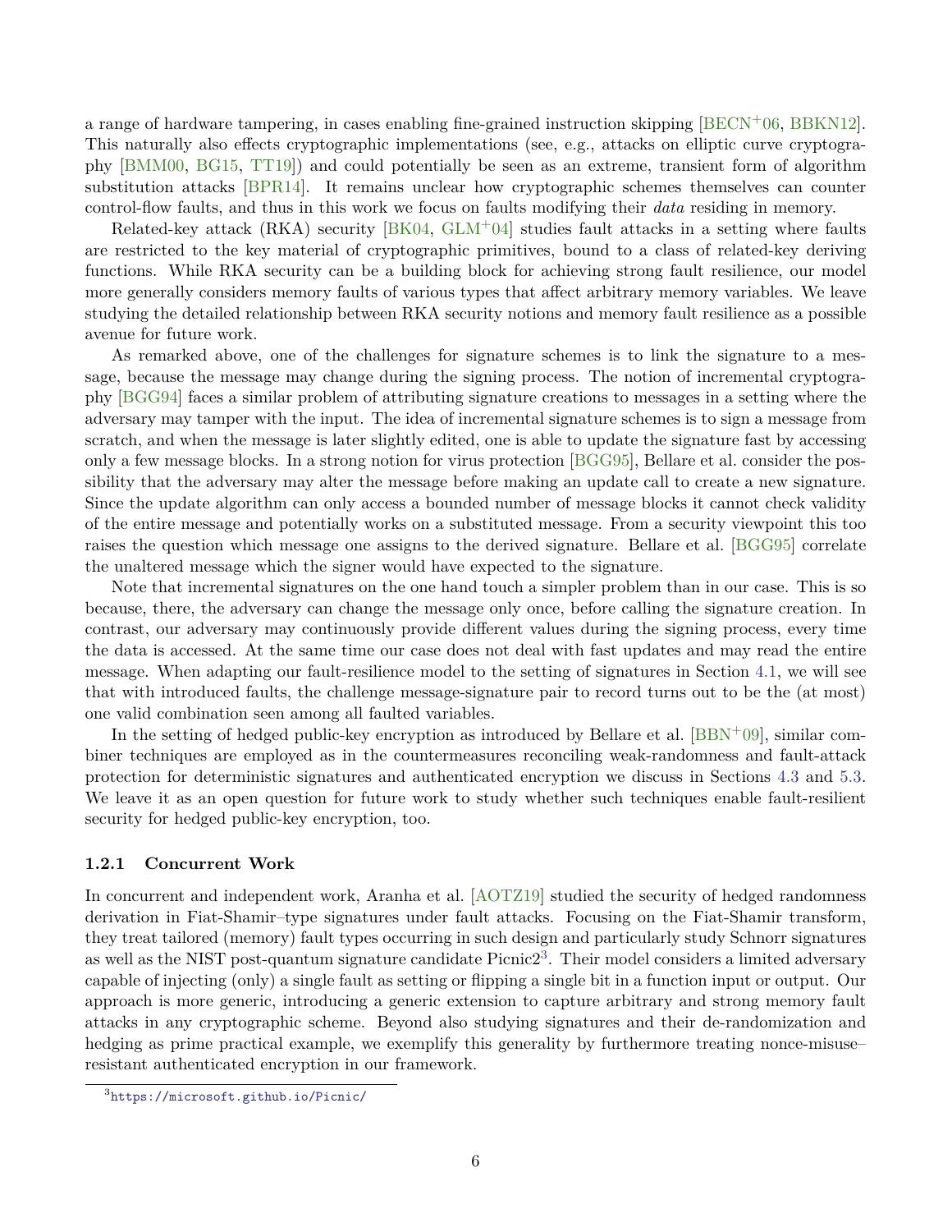a range of hardware tampering, in cases enabling fine-grained instruction skipping [BECN+06, BBKN12]. This naturally also effects cryptographic implementations (see, e.g., attacks on elliptic curve cryptography [BMM00, BG15, TT19]) and could potentially be seen as an extreme, transient form of algorithm substitution attacks [BPR14]. It remains unclear how cryptographic schemes themselves can counter control-flow faults, and thus in this work we focus on faults modifying their *data* residing in memory.

Related-key attack (RKA) security [BK04, GLM+04] studies fault attacks in a setting where faults are restricted to the key material of cryptographic primitives, bound to a class of related-key deriving functions. While RKA security can be a building block for achieving strong fault resilience, our model more generally considers memory faults of various types that affect arbitrary memory variables. We leave studying the detailed relationship between RKA security notions and memory fault resilience as a possible avenue for future work.

As remarked above, one of the challenges for signature schemes is to link the signature to a message, because the message may change during the signing process. The notion of incremental cryptography [BGG94] faces a similar problem of attributing signature creations to messages in a setting where the adversary may tamper with the input. The idea of incremental signature schemes is to sign a message from scratch, and when the message is later slightly edited, one is able to update the signature fast by accessing only a few message blocks. In a strong notion for virus protection [BGG95], Bellare et al. consider the possibility that the adversary may alter the message before making an update call to create a new signature. Since the update algorithm can only access a bounded number of message blocks it cannot check validity of the entire message and potentially works on a substituted message. From a security viewpoint this too raises the question which message one assigns to the derived signature. Bellare et al. [BGG95] correlate the unaltered message which the signer would have expected to the signature.

Note that incremental signatures on the one hand touch a simpler problem than in our case. This is so because, there, the adversary can change the message only once, before calling the signature creation. In contrast, our adversary may continuously provide different values during the signing process, every time the data is accessed. At the same time our case does not deal with fast updates and may read the entire message. When adapting our fault-resilience model to the setting of signatures in Section 4.1, we will see that with introduced faults, the challenge message-signature pair to record turns out to be the (at most) one valid combination seen among all faulted variables.

In the setting of hedged public-key encryption as introduced by Bellare et al. [BBN+09], similar combiner techniques are employed as in the countermeasures reconciling weak-randomness and fault-attack protection for deterministic signatures and authenticated encryption we discuss in Sections 4.3 and 5.3. We leave it as an open question for future work to study whether such techniques enable fault-resilient security for hedged public-key encryption, too.

### 1.2.1 Concurrent Work

In concurrent and independent work, Aranha et al. [AOTZ19] studied the security of hedged randomness derivation in Fiat-Shamir–type signatures under fault attacks. Focusing on the Fiat-Shamir transform, they treat tailored (memory) fault types occurring in such design and particularly study Schnorr signatures as well as the NIST post-quantum signature candidate Picnic2[3]. Their model considers a limited adversary capable of injecting (only) a single fault as setting or flipping a single bit in a function input or output. Our approach is more generic, introducing a generic extension to capture arbitrary and strong memory fault attacks in any cryptographic scheme. Beyond also studying signatures and their de-randomization and hedging as prime practical example, we exemplify this generality by furthermore treating nonce-misuse–resistant authenticated encryption in our framework.

[3] https://microsoft.github.io/Picnic/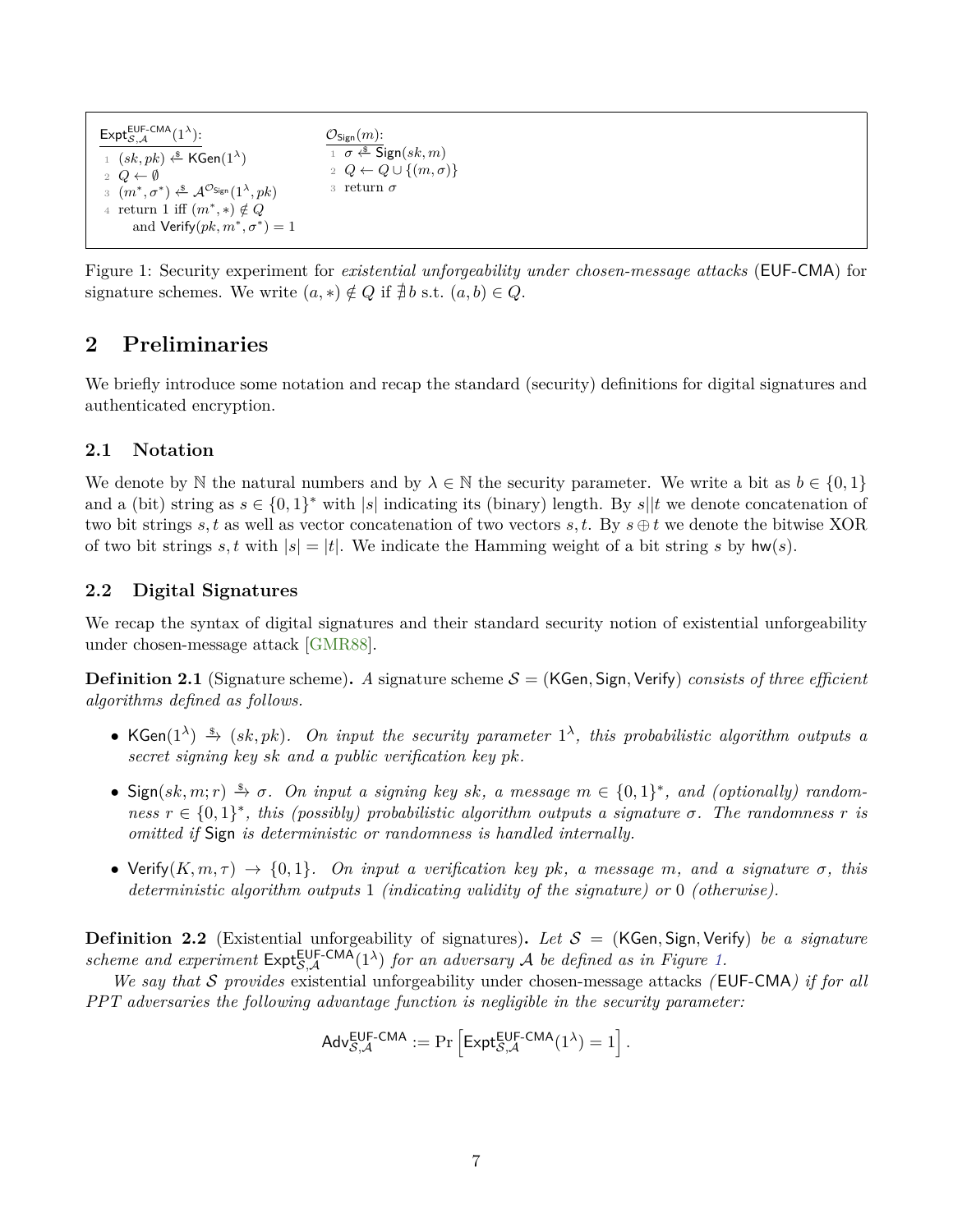```
Expt^{EUF-CMA}_{S,A}(1^λ):
1  (sk, pk) <-$ KGen(1^λ)
2  Q <- ∅
3  (m*, σ*) <-$ A^{O_Sign}(1^λ, pk)
4  return 1 iff (m*, *) ∉ Q
       and Verify(pk, m*, σ*) = 1

O_Sign(m):
1  σ <-$ Sign(sk, m)
2  Q <- Q ∪ {(m, σ)}
3  return σ
```

Figure 1: Security experiment for *existential unforgeability under chosen-message attacks* (EUF-CMA) for signature schemes. We write $(a, *) \notin Q$ if $\nexists b$ s.t. $(a, b) \in Q$.

## 2 Preliminaries

We briefly introduce some notation and recap the standard (security) definitions for digital signatures and authenticated encryption.

### 2.1 Notation

We denote by $\mathbb{N}$ the natural numbers and by $\lambda \in \mathbb{N}$ the security parameter. We write a bit as $b \in \{0, 1\}$ and a (bit) string as $s \in \{0, 1\}^*$ with $|s|$ indicating its (binary) length. By $s||t$ we denote concatenation of two bit strings $s, t$ as well as vector concatenation of two vectors $s, t$. By $s \oplus t$ we denote the bitwise XOR of two bit strings $s, t$ with $|s| = |t|$. We indicate the Hamming weight of a bit string $s$ by $\mathsf{hw}(s)$.

### 2.2 Digital Signatures

We recap the syntax of digital signatures and their standard security notion of existential unforgeability under chosen-message attack [GMR88].

**Definition 2.1** (Signature scheme)**.** *A signature scheme $\mathcal{S} = (\mathsf{KGen}, \mathsf{Sign}, \mathsf{Verify})$ consists of three efficient algorithms defined as follows.*

- $\mathsf{KGen}(1^\lambda) \xrightarrow{\$} (sk, pk)$*. On input the security parameter $1^\lambda$, this probabilistic algorithm outputs a secret signing key $sk$ and a public verification key $pk$.*
- $\mathsf{Sign}(sk, m; r) \xrightarrow{\$} \sigma$*. On input a signing key $sk$, a message $m \in \{0, 1\}^*$, and (optionally) randomness $r \in \{0, 1\}^*$, this (possibly) probabilistic algorithm outputs a signature $\sigma$. The randomness $r$ is omitted if* $\mathsf{Sign}$ *is deterministic or randomness is handled internally.*
- $\mathsf{Verify}(K, m, \tau) \to \{0, 1\}$*. On input a verification key $pk$, a message $m$, and a signature $\sigma$, this deterministic algorithm outputs* 1 *(indicating validity of the signature) or* 0 *(otherwise).*

**Definition 2.2** (Existential unforgeability of signatures)**.** *Let $\mathcal{S} = (\mathsf{KGen}, \mathsf{Sign}, \mathsf{Verify})$ be a signature scheme and experiment $\mathsf{Expt}^{\mathsf{EUF\text{-}CMA}}_{\mathcal{S},\mathcal{A}}(1^\lambda)$ for an adversary $\mathcal{A}$ be defined as in Figure 1.*

*We say that $\mathcal{S}$ provides* existential unforgeability under chosen-message attacks *(*EUF-CMA*) if for all PPT adversaries the following advantage function is negligible in the security parameter:*

$$\mathsf{Adv}^{\mathsf{EUF\text{-}CMA}}_{\mathcal{S},\mathcal{A}} := \Pr\left[\mathsf{Expt}^{\mathsf{EUF\text{-}CMA}}_{\mathcal{S},\mathcal{A}}(1^\lambda) = 1\right].$$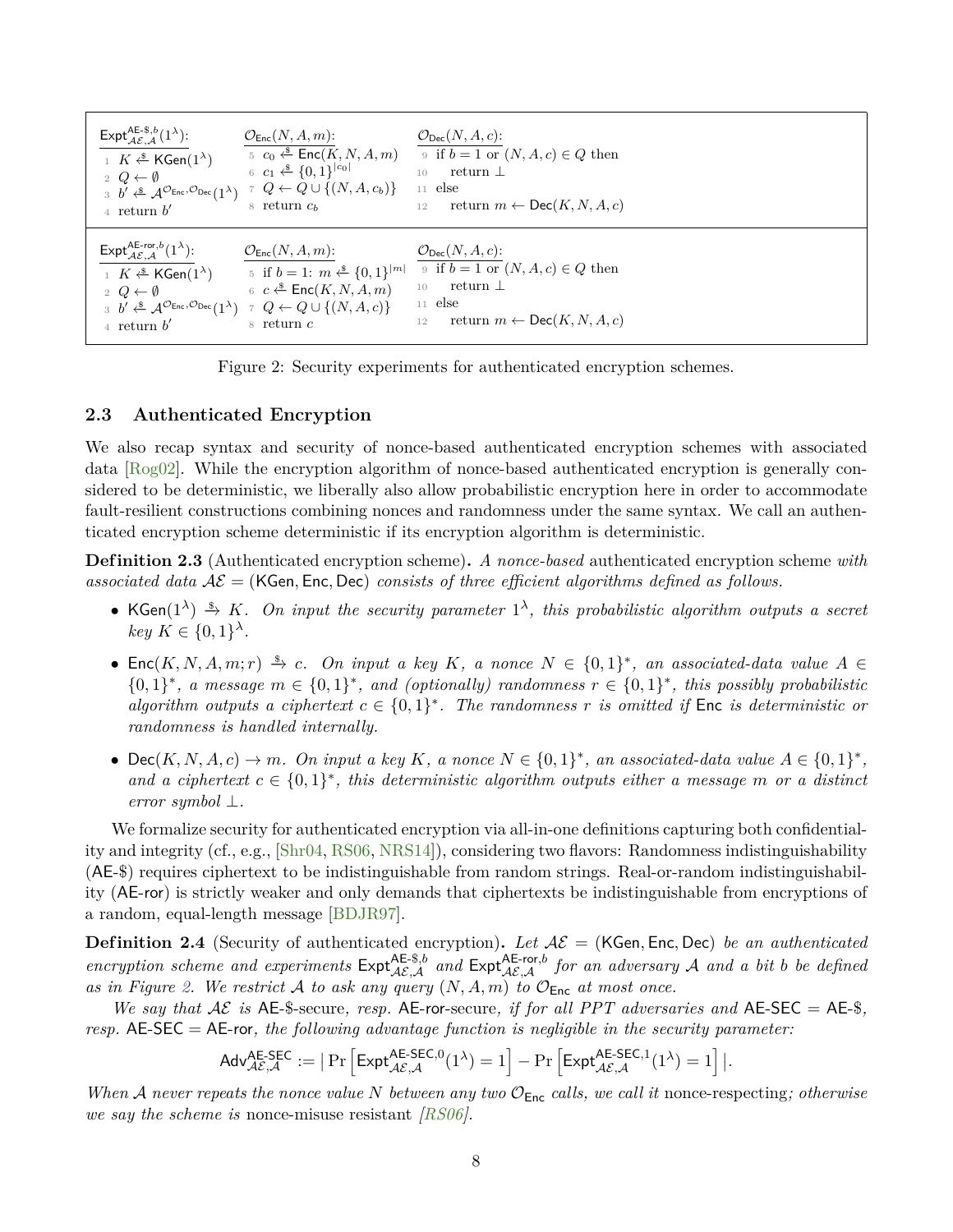| $\mathsf{Expt}^{\mathsf{AE\text{-}\$},b}_{\mathcal{AE},\mathcal{A}}(1^\lambda)$: | $\mathcal{O}_{\mathsf{Enc}}(N, A, m)$: | $\mathcal{O}_{\mathsf{Dec}}(N, A, c)$: |
|---|---|---|
| 1 $K \xleftarrow{\$} \mathsf{KGen}(1^\lambda)$ | 5 $c_0 \xleftarrow{\$} \mathsf{Enc}(K, N, A, m)$ | 9 if $b = 1$ or $(N, A, c) \in Q$ then |
| 2 $Q \leftarrow \emptyset$ | 6 $c_1 \xleftarrow{\$} \{0,1\}^{\lvert c_0 \rvert}$ | 10 return $\bot$ |
| 3 $b' \xleftarrow{\$} \mathcal{A}^{\mathcal{O}_{\mathsf{Enc}},\mathcal{O}_{\mathsf{Dec}}}(1^\lambda)$ | 7 $Q \leftarrow Q \cup \{(N, A, c_b)\}$ | 11 else |
| 4 return $b'$ | 8 return $c_b$ | 12 return $m \leftarrow \mathsf{Dec}(K, N, A, c)$ |

| $\mathsf{Expt}^{\mathsf{AE\text{-}ror},b}_{\mathcal{AE},\mathcal{A}}(1^\lambda)$: | $\mathcal{O}_{\mathsf{Enc}}(N, A, m)$: | $\mathcal{O}_{\mathsf{Dec}}(N, A, c)$: |
|---|---|---|
| 1 $K \xleftarrow{\$} \mathsf{KGen}(1^\lambda)$ | 5 if $b = 1$: $m \xleftarrow{\$} \{0,1\}^{\lvert m \rvert}$ | 9 if $b = 1$ or $(N, A, c) \in Q$ then |
| 2 $Q \leftarrow \emptyset$ | 6 $c \xleftarrow{\$} \mathsf{Enc}(K, N, A, m)$ | 10 return $\bot$ |
| 3 $b' \xleftarrow{\$} \mathcal{A}^{\mathcal{O}_{\mathsf{Enc}},\mathcal{O}_{\mathsf{Dec}}}(1^\lambda)$ | 7 $Q \leftarrow Q \cup \{(N, A, c)\}$ | 11 else |
| 4 return $b'$ | 8 return $c$ | 12 return $m \leftarrow \mathsf{Dec}(K, N, A, c)$ |

Figure 2: Security experiments for authenticated encryption schemes.

## 2.3 Authenticated Encryption

We also recap syntax and security of nonce-based authenticated encryption schemes with associated data [Rog02]. While the encryption algorithm of nonce-based authenticated encryption is generally considered to be deterministic, we liberally also allow probabilistic encryption here in order to accommodate fault-resilient constructions combining nonces and randomness under the same syntax. We call an authenticated encryption scheme deterministic if its encryption algorithm is deterministic.

**Definition 2.3** (Authenticated encryption scheme)**.** *A nonce-based authenticated encryption scheme with associated data $\mathcal{AE} = (\mathsf{KGen}, \mathsf{Enc}, \mathsf{Dec})$ consists of three efficient algorithms defined as follows.*

- $\mathsf{KGen}(1^\lambda) \xrightarrow{\$} K$. *On input the security parameter $1^\lambda$, this probabilistic algorithm outputs a secret key $K \in \{0,1\}^\lambda$.*
- $\mathsf{Enc}(K, N, A, m; r) \xrightarrow{\$} c$. *On input a key $K$, a nonce $N \in \{0,1\}^*$, an associated-data value $A \in \{0,1\}^*$, a message $m \in \{0,1\}^*$, and (optionally) randomness $r \in \{0,1\}^*$, this possibly probabilistic algorithm outputs a ciphertext $c \in \{0,1\}^*$. The randomness $r$ is omitted if* $\mathsf{Enc}$ *is deterministic or randomness is handled internally.*
- $\mathsf{Dec}(K, N, A, c) \to m$. *On input a key $K$, a nonce $N \in \{0,1\}^*$, an associated-data value $A \in \{0,1\}^*$, and a ciphertext $c \in \{0,1\}^*$, this deterministic algorithm outputs either a message $m$ or a distinct error symbol $\bot$.*

We formalize security for authenticated encryption via all-in-one definitions capturing both confidentiality and integrity (cf., e.g., [Shr04, RS06, NRS14]), considering two flavors: Randomness indistinguishability (AE-\$) requires ciphertext to be indistinguishable from random strings. Real-or-random indistinguishability (AE-ror) is strictly weaker and only demands that ciphertexts be indistinguishable from encryptions of a random, equal-length message [BDJR97].

**Definition 2.4** (Security of authenticated encryption)**.** *Let $\mathcal{AE} = (\mathsf{KGen}, \mathsf{Enc}, \mathsf{Dec})$ be an authenticated encryption scheme and experiments $\mathsf{Expt}^{\mathsf{AE\text{-}\$},b}_{\mathcal{AE},\mathcal{A}}$ and $\mathsf{Expt}^{\mathsf{AE\text{-}ror},b}_{\mathcal{AE},\mathcal{A}}$ for an adversary $\mathcal{A}$ and a bit $b$ be defined as in Figure 2. We restrict $\mathcal{A}$ to ask any query $(N, A, m)$ to $\mathcal{O}_{\mathsf{Enc}}$ at most once.*

*We say that $\mathcal{AE}$ is* AE-\$-secure*, resp.* AE-ror-secure*, if for all PPT adversaries and* AE-SEC = AE-\$*, resp.* AE-SEC = AE-ror*, the following advantage function is negligible in the security parameter:*

$$\mathsf{Adv}^{\mathsf{AE\text{-}SEC}}_{\mathcal{AE},\mathcal{A}} := \left| \Pr\left[\mathsf{Expt}^{\mathsf{AE\text{-}SEC},0}_{\mathcal{AE},\mathcal{A}}(1^\lambda) = 1\right] - \Pr\left[\mathsf{Expt}^{\mathsf{AE\text{-}SEC},1}_{\mathcal{AE},\mathcal{A}}(1^\lambda) = 1\right] \right|.$$

*When $\mathcal{A}$ never repeats the nonce value $N$ between any two $\mathcal{O}_{\mathsf{Enc}}$ calls, we call it* nonce-respecting*; otherwise we say the scheme is* nonce-misuse resistant *[RS06].*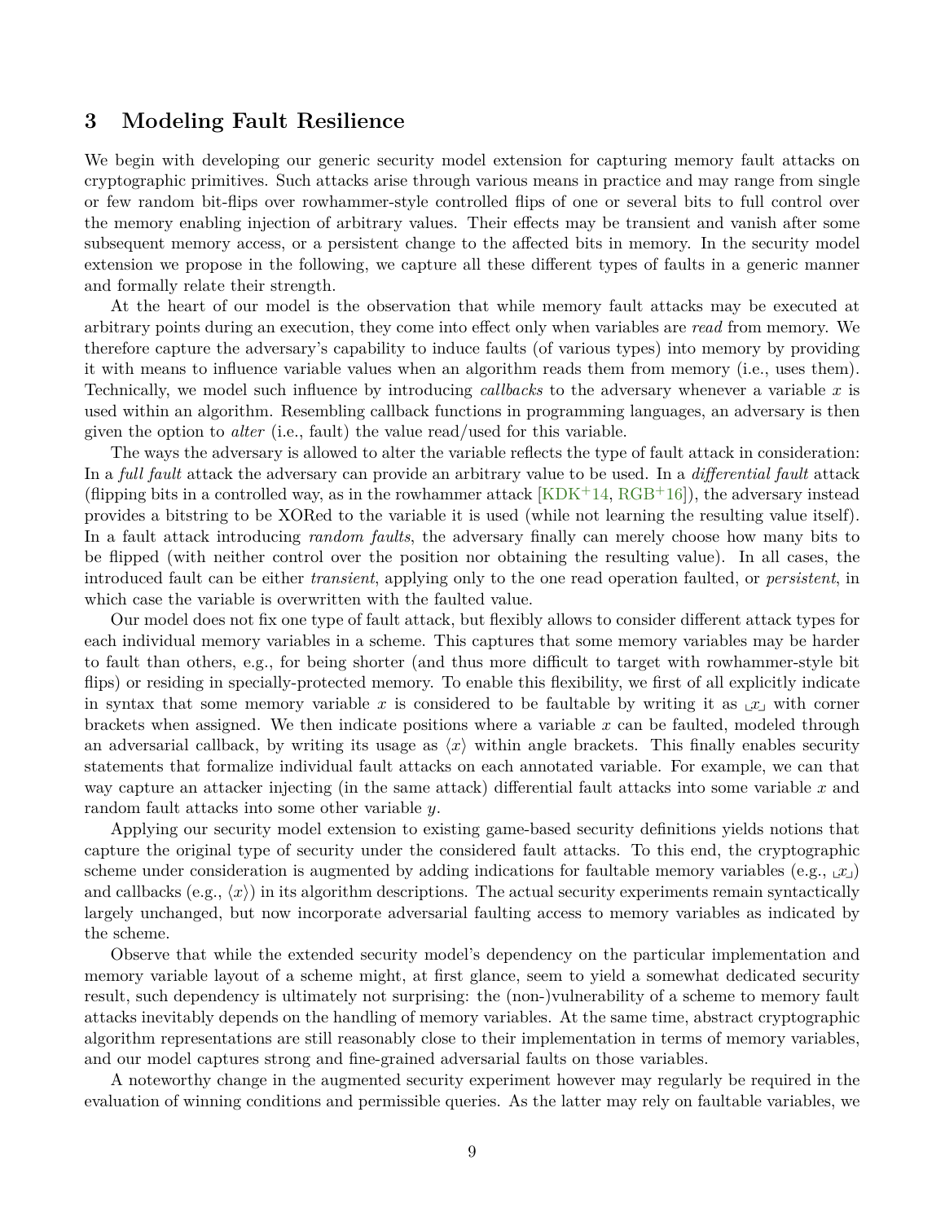## 3 Modeling Fault Resilience

We begin with developing our generic security model extension for capturing memory fault attacks on cryptographic primitives. Such attacks arise through various means in practice and may range from single or few random bit-flips over rowhammer-style controlled flips of one or several bits to full control over the memory enabling injection of arbitrary values. Their effects may be transient and vanish after some subsequent memory access, or a persistent change to the affected bits in memory. In the security model extension we propose in the following, we capture all these different types of faults in a generic manner and formally relate their strength.

At the heart of our model is the observation that while memory fault attacks may be executed at arbitrary points during an execution, they come into effect only when variables are *read* from memory. We therefore capture the adversary's capability to induce faults (of various types) into memory by providing it with means to influence variable values when an algorithm reads them from memory (i.e., uses them). Technically, we model such influence by introducing *callbacks* to the adversary whenever a variable $x$ is used within an algorithm. Resembling callback functions in programming languages, an adversary is then given the option to *alter* (i.e., fault) the value read/used for this variable.

The ways the adversary is allowed to alter the variable reflects the type of fault attack in consideration: In a *full fault* attack the adversary can provide an arbitrary value to be used. In a *differential fault* attack (flipping bits in a controlled way, as in the rowhammer attack [KDK+14, RGB+16]), the adversary instead provides a bitstring to be XORed to the variable it is used (while not learning the resulting value itself). In a fault attack introducing *random faults*, the adversary finally can merely choose how many bits to be flipped (with neither control over the position nor obtaining the resulting value). In all cases, the introduced fault can be either *transient*, applying only to the one read operation faulted, or *persistent*, in which case the variable is overwritten with the faulted value.

Our model does not fix one type of fault attack, but flexibly allows to consider different attack types for each individual memory variables in a scheme. This captures that some memory variables may be harder to fault than others, e.g., for being shorter (and thus more difficult to target with rowhammer-style bit flips) or residing in specially-protected memory. To enable this flexibility, we first of all explicitly indicate in syntax that some memory variable $x$ is considered to be faultable by writing it as $\llcorner x \lrcorner$ with corner brackets when assigned. We then indicate positions where a variable $x$ can be faulted, modeled through an adversarial callback, by writing its usage as $\langle x \rangle$ within angle brackets. This finally enables security statements that formalize individual fault attacks on each annotated variable. For example, we can that way capture an attacker injecting (in the same attack) differential fault attacks into some variable $x$ and random fault attacks into some other variable $y$.

Applying our security model extension to existing game-based security definitions yields notions that capture the original type of security under the considered fault attacks. To this end, the cryptographic scheme under consideration is augmented by adding indications for faultable memory variables (e.g., $\llcorner x \lrcorner$) and callbacks (e.g., $\langle x \rangle$) in its algorithm descriptions. The actual security experiments remain syntactically largely unchanged, but now incorporate adversarial faulting access to memory variables as indicated by the scheme.

Observe that while the extended security model's dependency on the particular implementation and memory variable layout of a scheme might, at first glance, seem to yield a somewhat dedicated security result, such dependency is ultimately not surprising: the (non-)vulnerability of a scheme to memory fault attacks inevitably depends on the handling of memory variables. At the same time, abstract cryptographic algorithm representations are still reasonably close to their implementation in terms of memory variables, and our model captures strong and fine-grained adversarial faults on those variables.

A noteworthy change in the augmented security experiment however may regularly be required in the evaluation of winning conditions and permissible queries. As the latter may rely on faultable variables, we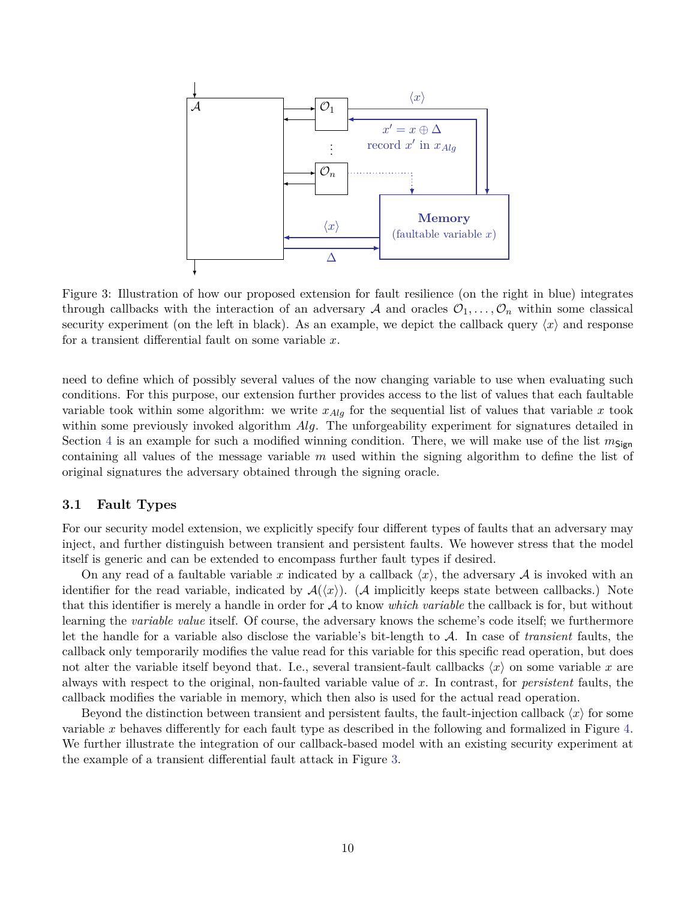Figure 3: Illustration of how our proposed extension for fault resilience (on the right in blue) integrates through callbacks with the interaction of an adversary $\mathcal{A}$ and oracles $\mathcal{O}_1, \ldots, \mathcal{O}_n$ within some classical security experiment (on the left in black). As an example, we depict the callback query $\langle x \rangle$ and response for a transient differential fault on some variable $x$.

need to define which of possibly several values of the now changing variable to use when evaluating such conditions. For this purpose, our extension further provides access to the list of values that each faultable variable took within some algorithm: we write $x_{Alg}$ for the sequential list of values that variable $x$ took within some previously invoked algorithm $Alg$. The unforgeability experiment for signatures detailed in Section 4 is an example for such a modified winning condition. There, we will make use of the list $m_{\mathsf{Sign}}$ containing all values of the message variable $m$ used within the signing algorithm to define the list of original signatures the adversary obtained through the signing oracle.

### 3.1 Fault Types

For our security model extension, we explicitly specify four different types of faults that an adversary may inject, and further distinguish between transient and persistent faults. We however stress that the model itself is generic and can be extended to encompass further fault types if desired.

On any read of a faultable variable $x$ indicated by a callback $\langle x \rangle$, the adversary $\mathcal{A}$ is invoked with an identifier for the read variable, indicated by $\mathcal{A}(\langle x \rangle)$. ($\mathcal{A}$ implicitly keeps state between callbacks.) Note that this identifier is merely a handle in order for $\mathcal{A}$ to know *which variable* the callback is for, but without learning the *variable value* itself. Of course, the adversary knows the scheme's code itself; we furthermore let the handle for a variable also disclose the variable's bit-length to $\mathcal{A}$. In case of *transient* faults, the callback only temporarily modifies the value read for this variable for this specific read operation, but does not alter the variable itself beyond that. I.e., several transient-fault callbacks $\langle x \rangle$ on some variable $x$ are always with respect to the original, non-faulted variable value of $x$. In contrast, for *persistent* faults, the callback modifies the variable in memory, which then also is used for the actual read operation.

Beyond the distinction between transient and persistent faults, the fault-injection callback $\langle x \rangle$ for some variable $x$ behaves differently for each fault type as described in the following and formalized in Figure 4. We further illustrate the integration of our callback-based model with an existing security experiment at the example of a transient differential fault attack in Figure 3.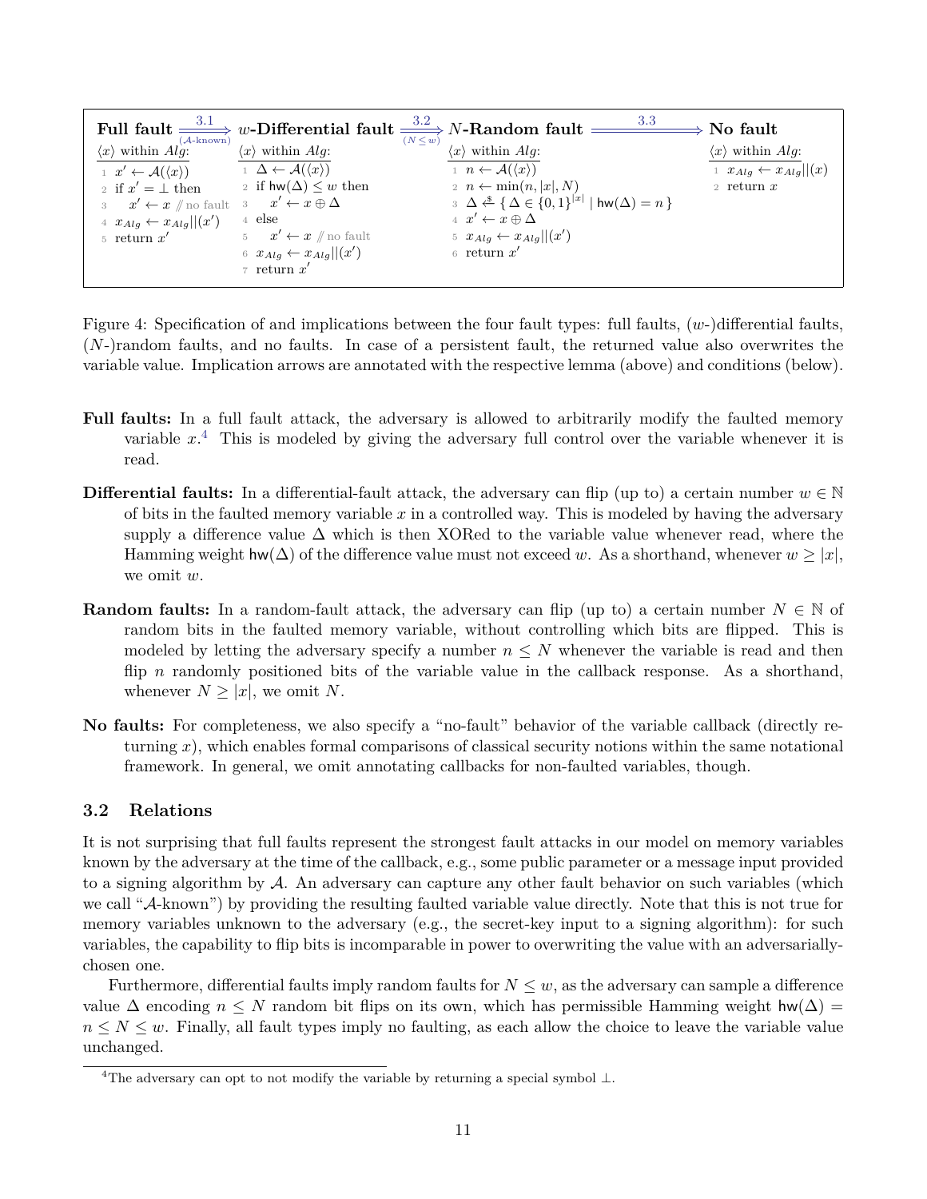**Full fault** $\xRightarrow[(\mathcal{A}\text{-known})]{3.1}$ ***w*-Differential fault** $\xRightarrow[(N \leq w)]{3.2}$ ***N*-Random fault** $\xRightarrow{3.3}$ **No fault**

Full fault — $\langle x \rangle$ within $Alg$:

```
1  x' ← A(⟨x⟩)
2  if x' = ⊥ then
3      x' ← x   // no fault
4  x_Alg ← x_Alg || (x')
5  return x'
```

$w$-Differential fault — $\langle x \rangle$ within $Alg$:

```
1  Δ ← A(⟨x⟩)
2  if hw(Δ) ≤ w then
3      x' ← x ⊕ Δ
4  else
5      x' ← x   // no fault
6  x_Alg ← x_Alg || (x')
7  return x'
```

$N$-Random fault — $\langle x \rangle$ within $Alg$:

```
1  n ← A(⟨x⟩)
2  n ← min(n, |x|, N)
3  Δ ←$ { Δ ∈ {0,1}^|x| | hw(Δ) = n }
4  x' ← x ⊕ Δ
5  x_Alg ← x_Alg || (x')
6  return x'
```

No fault — $\langle x \rangle$ within $Alg$:

```
1  x_Alg ← x_Alg || (x)
2  return x
```

Figure 4: Specification of and implications between the four fault types: full faults, ($w$-)differential faults, ($N$-)random faults, and no faults. In case of a persistent fault, the returned value also overwrites the variable value. Implication arrows are annotated with the respective lemma (above) and conditions (below).

- **Full faults:** In a full fault attack, the adversary is allowed to arbitrarily modify the faulted memory variable $x$.[4] This is modeled by giving the adversary full control over the variable whenever it is read.
- **Differential faults:** In a differential-fault attack, the adversary can flip (up to) a certain number $w \in \mathbb{N}$ of bits in the faulted memory variable $x$ in a controlled way. This is modeled by having the adversary supply a difference value $\Delta$ which is then XORed to the variable value whenever read, where the Hamming weight $\mathsf{hw}(\Delta)$ of the difference value must not exceed $w$. As a shorthand, whenever $w \geq |x|$, we omit $w$.
- **Random faults:** In a random-fault attack, the adversary can flip (up to) a certain number $N \in \mathbb{N}$ of random bits in the faulted memory variable, without controlling which bits are flipped. This is modeled by letting the adversary specify a number $n \leq N$ whenever the variable is read and then flip $n$ randomly positioned bits of the variable value in the callback response. As a shorthand, whenever $N \geq |x|$, we omit $N$.
- **No faults:** For completeness, we also specify a "no-fault" behavior of the variable callback (directly returning $x$), which enables formal comparisons of classical security notions within the same notational framework. In general, we omit annotating callbacks for non-faulted variables, though.

## 3.2 Relations

It is not surprising that full faults represent the strongest fault attacks in our model on memory variables known by the adversary at the time of the callback, e.g., some public parameter or a message input provided to a signing algorithm by $\mathcal{A}$. An adversary can capture any other fault behavior on such variables (which we call "$\mathcal{A}$-known") by providing the resulting faulted variable value directly. Note that this is not true for memory variables unknown to the adversary (e.g., the secret-key input to a signing algorithm): for such variables, the capability to flip bits is incomparable in power to overwriting the value with an adversarially-chosen one.

Furthermore, differential faults imply random faults for $N \leq w$, as the adversary can sample a difference value $\Delta$ encoding $n \leq N$ random bit flips on its own, which has permissible Hamming weight $\mathsf{hw}(\Delta) = n \leq N \leq w$. Finally, all fault types imply no faulting, as each allow the choice to leave the variable value unchanged.

[4] The adversary can opt to not modify the variable by returning a special symbol $\perp$.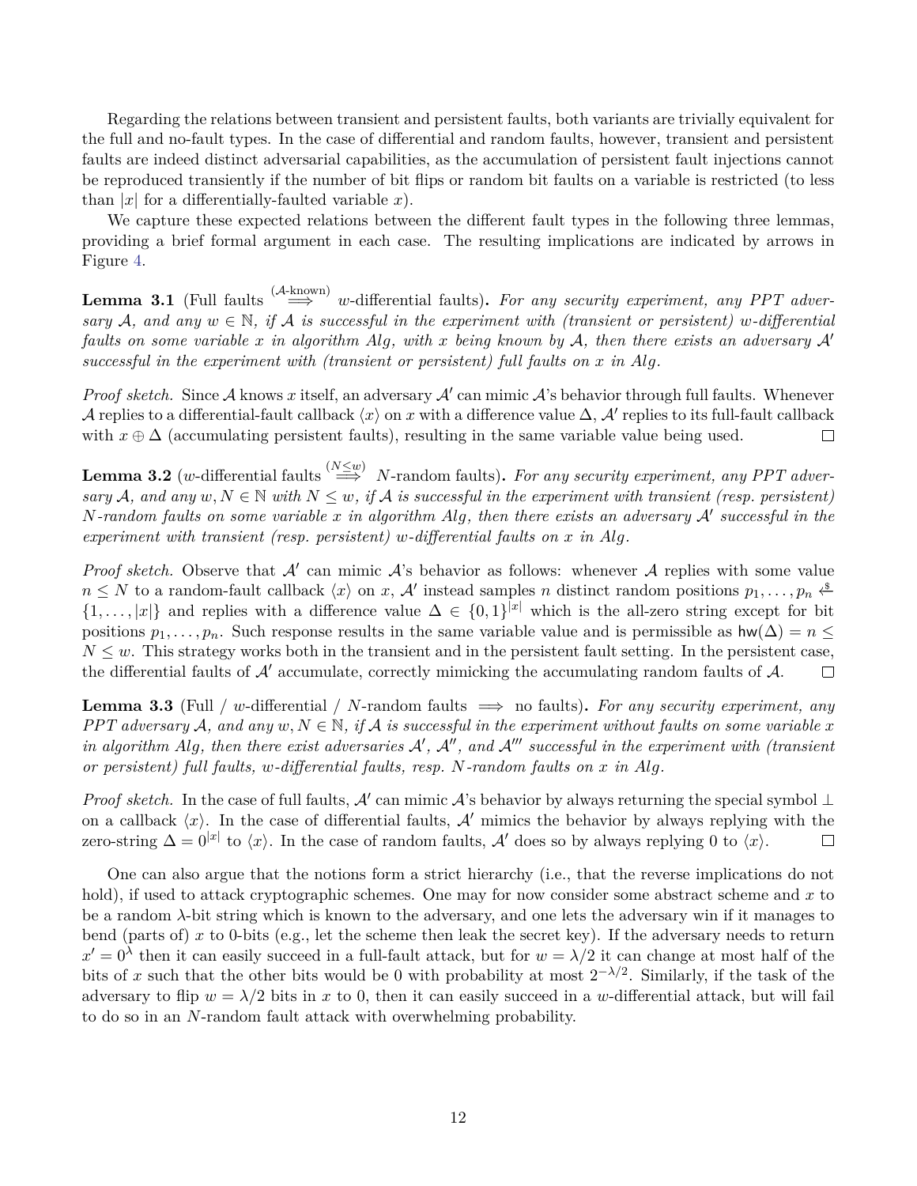Regarding the relations between transient and persistent faults, both variants are trivially equivalent for the full and no-fault types. In the case of differential and random faults, however, transient and persistent faults are indeed distinct adversarial capabilities, as the accumulation of persistent fault injections cannot be reproduced transiently if the number of bit flips or random bit faults on a variable is restricted (to less than $|x|$ for a differentially-faulted variable $x$).

We capture these expected relations between the different fault types in the following three lemmas, providing a brief formal argument in each case. The resulting implications are indicated by arrows in Figure 4.

**Lemma 3.1** (Full faults $\overset{(\mathcal{A}\text{-known})}{\Longrightarrow}$ $w$-differential faults)**.** *For any security experiment, any PPT adversary $\mathcal{A}$, and any $w \in \mathbb{N}$, if $\mathcal{A}$ is successful in the experiment with (transient or persistent) $w$-differential faults on some variable $x$ in algorithm $Alg$, with $x$ being known by $\mathcal{A}$, then there exists an adversary $\mathcal{A}'$ successful in the experiment with (transient or persistent) full faults on $x$ in $Alg$.*

*Proof sketch.* Since $\mathcal{A}$ knows $x$ itself, an adversary $\mathcal{A}'$ can mimic $\mathcal{A}$'s behavior through full faults. Whenever $\mathcal{A}$ replies to a differential-fault callback $\langle x \rangle$ on $x$ with a difference value $\Delta$, $\mathcal{A}'$ replies to its full-fault callback with $x \oplus \Delta$ (accumulating persistent faults), resulting in the same variable value being used. $\square$

**Lemma 3.2** ($w$-differential faults $\overset{(N \le w)}{\Longrightarrow}$ $N$-random faults)**.** *For any security experiment, any PPT adversary $\mathcal{A}$, and any $w, N \in \mathbb{N}$ with $N \le w$, if $\mathcal{A}$ is successful in the experiment with transient (resp. persistent) $N$-random faults on some variable $x$ in algorithm $Alg$, then there exists an adversary $\mathcal{A}'$ successful in the experiment with transient (resp. persistent) $w$-differential faults on $x$ in $Alg$.*

*Proof sketch.* Observe that $\mathcal{A}'$ can mimic $\mathcal{A}$'s behavior as follows: whenever $\mathcal{A}$ replies with some value $n \le N$ to a random-fault callback $\langle x \rangle$ on $x$, $\mathcal{A}'$ instead samples $n$ distinct random positions $p_1, \ldots, p_n \overset{\$}{\leftarrow} \{1, \ldots, |x|\}$ and replies with a difference value $\Delta \in \{0,1\}^{|x|}$ which is the all-zero string except for bit positions $p_1, \ldots, p_n$. Such response results in the same variable value and is permissible as $\mathsf{hw}(\Delta) = n \le N \le w$. This strategy works both in the transient and in the persistent fault setting. In the persistent case, the differential faults of $\mathcal{A}'$ accumulate, correctly mimicking the accumulating random faults of $\mathcal{A}$. $\square$

**Lemma 3.3** (Full / $w$-differential / $N$-random faults $\Longrightarrow$ no faults)**.** *For any security experiment, any PPT adversary $\mathcal{A}$, and any $w, N \in \mathbb{N}$, if $\mathcal{A}$ is successful in the experiment without faults on some variable $x$ in algorithm $Alg$, then there exist adversaries $\mathcal{A}'$, $\mathcal{A}''$, and $\mathcal{A}'''$ successful in the experiment with (transient or persistent) full faults, $w$-differential faults, resp. $N$-random faults on $x$ in $Alg$.*

*Proof sketch.* In the case of full faults, $\mathcal{A}'$ can mimic $\mathcal{A}$'s behavior by always returning the special symbol $\bot$ on a callback $\langle x \rangle$. In the case of differential faults, $\mathcal{A}'$ mimics the behavior by always replying with the zero-string $\Delta = 0^{|x|}$ to $\langle x \rangle$. In the case of random faults, $\mathcal{A}'$ does so by always replying 0 to $\langle x \rangle$. $\square$

One can also argue that the notions form a strict hierarchy (i.e., that the reverse implications do not hold), if used to attack cryptographic schemes. One may for now consider some abstract scheme and $x$ to be a random $\lambda$-bit string which is known to the adversary, and one lets the adversary win if it manages to bend (parts of) $x$ to 0-bits (e.g., let the scheme then leak the secret key). If the adversary needs to return $x' = 0^\lambda$ then it can easily succeed in a full-fault attack, but for $w = \lambda/2$ it can change at most half of the bits of $x$ such that the other bits would be 0 with probability at most $2^{-\lambda/2}$. Similarly, if the task of the adversary to flip $w = \lambda/2$ bits in $x$ to 0, then it can easily succeed in a $w$-differential attack, but will fail to do so in an $N$-random fault attack with overwhelming probability.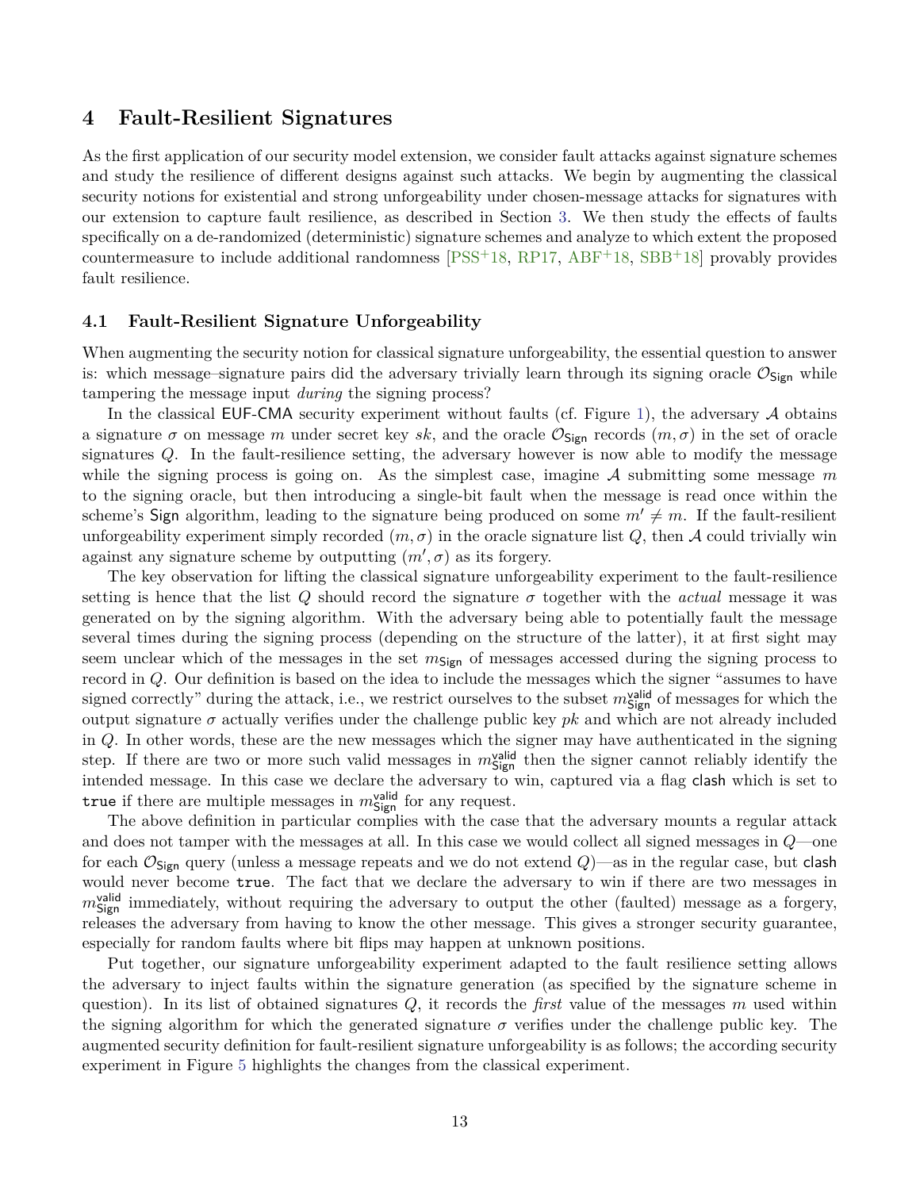## 4 Fault-Resilient Signatures

As the first application of our security model extension, we consider fault attacks against signature schemes and study the resilience of different designs against such attacks. We begin by augmenting the classical security notions for existential and strong unforgeability under chosen-message attacks for signatures with our extension to capture fault resilience, as described in Section 3. We then study the effects of faults specifically on a de-randomized (deterministic) signature schemes and analyze to which extent the proposed countermeasure to include additional randomness [PSS+18, RP17, ABF+18, SBB+18] provably provides fault resilience.

### 4.1 Fault-Resilient Signature Unforgeability

When augmenting the security notion for classical signature unforgeability, the essential question to answer is: which message–signature pairs did the adversary trivially learn through its signing oracle $\mathcal{O}_{\mathsf{Sign}}$ while tampering the message input *during* the signing process?

In the classical EUF-CMA security experiment without faults (cf. Figure 1), the adversary $\mathcal{A}$ obtains a signature $\sigma$ on message $m$ under secret key $sk$, and the oracle $\mathcal{O}_{\mathsf{Sign}}$ records $(m, \sigma)$ in the set of oracle signatures $Q$. In the fault-resilience setting, the adversary however is now able to modify the message while the signing process is going on. As the simplest case, imagine $\mathcal{A}$ submitting some message $m$ to the signing oracle, but then introducing a single-bit fault when the message is read once within the scheme's Sign algorithm, leading to the signature being produced on some $m' \neq m$. If the fault-resilient unforgeability experiment simply recorded $(m, \sigma)$ in the oracle signature list $Q$, then $\mathcal{A}$ could trivially win against any signature scheme by outputting $(m', \sigma)$ as its forgery.

The key observation for lifting the classical signature unforgeability experiment to the fault-resilience setting is hence that the list $Q$ should record the signature $\sigma$ together with the *actual* message it was generated on by the signing algorithm. With the adversary being able to potentially fault the message several times during the signing process (depending on the structure of the latter), it at first sight may seem unclear which of the messages in the set $m_{\mathsf{Sign}}$ of messages accessed during the signing process to record in $Q$. Our definition is based on the idea to include the messages which the signer "assumes to have signed correctly" during the attack, i.e., we restrict ourselves to the subset $m_{\mathsf{Sign}}^{\mathsf{valid}}$ of messages for which the output signature $\sigma$ actually verifies under the challenge public key $pk$ and which are not already included in $Q$. In other words, these are the new messages which the signer may have authenticated in the signing step. If there are two or more such valid messages in $m_{\mathsf{Sign}}^{\mathsf{valid}}$ then the signer cannot reliably identify the intended message. In this case we declare the adversary to win, captured via a flag clash which is set to true if there are multiple messages in $m_{\mathsf{Sign}}^{\mathsf{valid}}$ for any request.

The above definition in particular complies with the case that the adversary mounts a regular attack and does not tamper with the messages at all. In this case we would collect all signed messages in $Q$—one for each $\mathcal{O}_{\mathsf{Sign}}$ query (unless a message repeats and we do not extend $Q$)—as in the regular case, but clash would never become true. The fact that we declare the adversary to win if there are two messages in $m_{\mathsf{Sign}}^{\mathsf{valid}}$ immediately, without requiring the adversary to output the other (faulted) message as a forgery, releases the adversary from having to know the other message. This gives a stronger security guarantee, especially for random faults where bit flips may happen at unknown positions.

Put together, our signature unforgeability experiment adapted to the fault resilience setting allows the adversary to inject faults within the signature generation (as specified by the signature scheme in question). In its list of obtained signatures $Q$, it records the *first* value of the messages $m$ used within the signing algorithm for which the generated signature $\sigma$ verifies under the challenge public key. The augmented security definition for fault-resilient signature unforgeability is as follows; the according security experiment in Figure 5 highlights the changes from the classical experiment.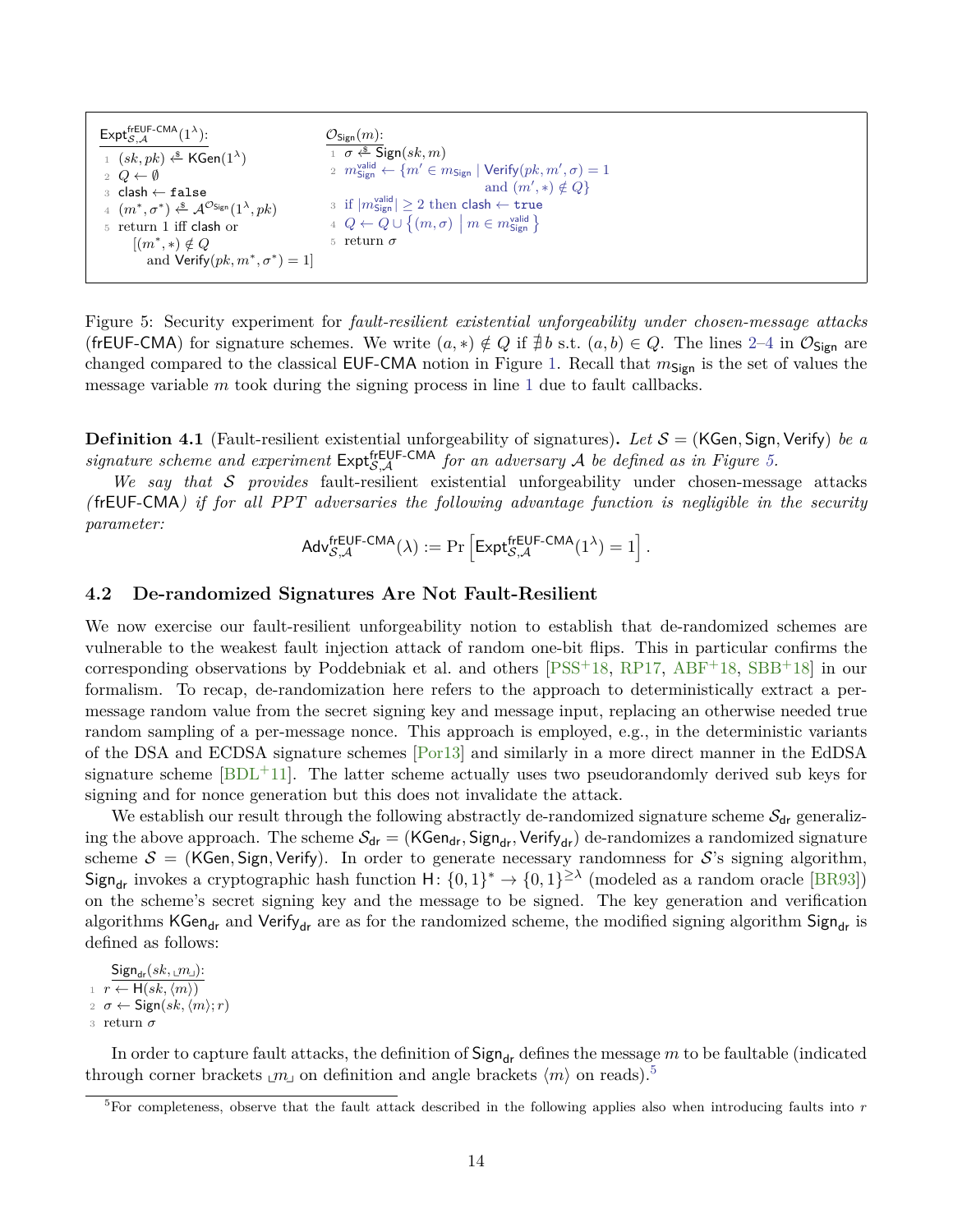```
Expt^{frEUF-CMA}_{S,A}(1^λ):
1  (sk, pk) ←$ KGen(1^λ)
2  Q ← ∅
3  clash ← false
4  (m*, σ*) ←$ A^{O_Sign}(1^λ, pk)
5  return 1 iff clash or
       [(m*, ∗) ∉ Q
          and Verify(pk, m*, σ*) = 1]

O_Sign(m):
1  σ ←$ Sign(sk, m)
2  m^valid_Sign ← {m' ∈ m_Sign | Verify(pk, m', σ) = 1
                      and (m', ∗) ∉ Q}
3  if |m^valid_Sign| ≥ 2 then clash ← true
4  Q ← Q ∪ {(m, σ) | m ∈ m^valid_Sign}
5  return σ
```

Figure 5: Security experiment for *fault-resilient existential unforgeability under chosen-message attacks* (frEUF-CMA) for signature schemes. We write $(a, *) \notin Q$ if $\nexists b$ s.t. $(a, b) \in Q$. The lines 2–4 in $\mathcal{O}_{\mathsf{Sign}}$ are changed compared to the classical EUF-CMA notion in Figure 1. Recall that $m_{\mathsf{Sign}}$ is the set of values the message variable $m$ took during the signing process in line 1 due to fault callbacks.

**Definition 4.1** (Fault-resilient existential unforgeability of signatures)**.** *Let* $\mathcal{S} = (\mathsf{KGen}, \mathsf{Sign}, \mathsf{Verify})$ *be a signature scheme and experiment* $\mathsf{Expt}^{\mathsf{frEUF\text{-}CMA}}_{\mathcal{S},\mathcal{A}}$ *for an adversary* $\mathcal{A}$ *be defined as in Figure 5.*

*We say that* $\mathcal{S}$ *provides* fault-resilient existential unforgeability under chosen-message attacks *(*frEUF-CMA*) if for all PPT adversaries the following advantage function is negligible in the security parameter:*

$$\mathsf{Adv}^{\mathsf{frEUF\text{-}CMA}}_{\mathcal{S},\mathcal{A}}(\lambda) := \Pr\left[\mathsf{Expt}^{\mathsf{frEUF\text{-}CMA}}_{\mathcal{S},\mathcal{A}}(1^\lambda) = 1\right].$$

### 4.2 De-randomized Signatures Are Not Fault-Resilient

We now exercise our fault-resilient unforgeability notion to establish that de-randomized schemes are vulnerable to the weakest fault injection attack of random one-bit flips. This in particular confirms the corresponding observations by Poddebniak et al. and others [PSS+18, RP17, ABF+18, SBB+18] in our formalism. To recap, de-randomization here refers to the approach to deterministically extract a per-message random value from the secret signing key and message input, replacing an otherwise needed true random sampling of a per-message nonce. This approach is employed, e.g., in the deterministic variants of the DSA and ECDSA signature schemes [Por13] and similarly in a more direct manner in the EdDSA signature scheme [BDL+11]. The latter scheme actually uses two pseudorandomly derived sub keys for signing and for nonce generation but this does not invalidate the attack.

We establish our result through the following abstractly de-randomized signature scheme $\mathcal{S}_{\mathsf{dr}}$ generalizing the above approach. The scheme $\mathcal{S}_{\mathsf{dr}} = (\mathsf{KGen}_{\mathsf{dr}}, \mathsf{Sign}_{\mathsf{dr}}, \mathsf{Verify}_{\mathsf{dr}})$ de-randomizes a randomized signature scheme $\mathcal{S} = (\mathsf{KGen}, \mathsf{Sign}, \mathsf{Verify})$. In order to generate necessary randomness for $\mathcal{S}$'s signing algorithm, $\mathsf{Sign}_{\mathsf{dr}}$ invokes a cryptographic hash function $\mathsf{H}\colon \{0,1\}^* \to \{0,1\}^{\geq\lambda}$ (modeled as a random oracle [BR93]) on the scheme's secret signing key and the message to be signed. The key generation and verification algorithms $\mathsf{KGen}_{\mathsf{dr}}$ and $\mathsf{Verify}_{\mathsf{dr}}$ are as for the randomized scheme, the modified signing algorithm $\mathsf{Sign}_{\mathsf{dr}}$ is defined as follows:

```
Sign_dr(sk, ⌞m⌟):
1  r ← H(sk, ⟨m⟩)
2  σ ← Sign(sk, ⟨m⟩; r)
3  return σ
```

In order to capture fault attacks, the definition of $\mathsf{Sign}_{\mathsf{dr}}$ defines the message $m$ to be faultable (indicated through corner brackets $\llcorner m \lrcorner$ on definition and angle brackets $\langle m \rangle$ on reads).[5]

[5] For completeness, observe that the fault attack described in the following applies also when introducing faults into $r$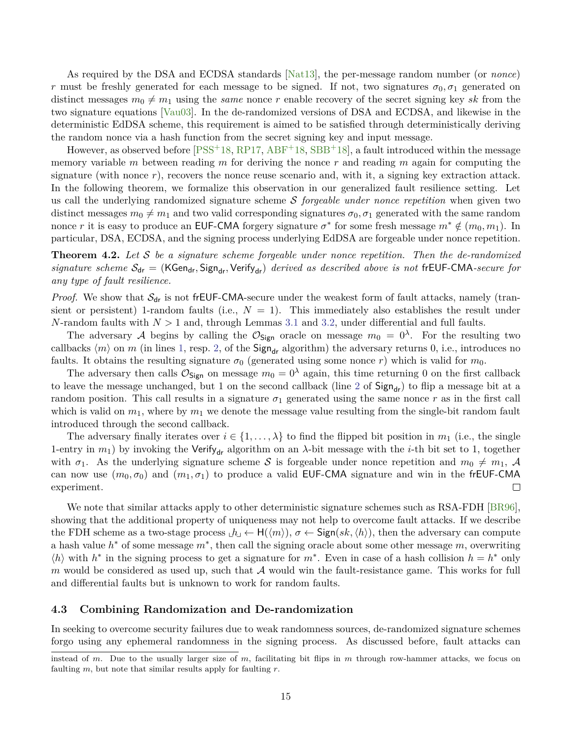As required by the DSA and ECDSA standards [Nat13], the per-message random number (or *nonce*) $r$ must be freshly generated for each message to be signed. If not, two signatures $\sigma_0, \sigma_1$ generated on distinct messages $m_0 \neq m_1$ using the *same* nonce $r$ enable recovery of the secret signing key $sk$ from the two signature equations [Vau03]. In the de-randomized versions of DSA and ECDSA, and likewise in the deterministic EdDSA scheme, this requirement is aimed to be satisfied through deterministically deriving the random nonce via a hash function from the secret signing key and input message.

However, as observed before [PSS+18, RP17, ABF+18, SBB+18], a fault introduced within the message memory variable $m$ between reading $m$ for deriving the nonce $r$ and reading $m$ again for computing the signature (with nonce $r$), recovers the nonce reuse scenario and, with it, a signing key extraction attack. In the following theorem, we formalize this observation in our generalized fault resilience setting. Let us call the underlying randomized signature scheme $\mathcal{S}$ *forgeable under nonce repetition* when given two distinct messages $m_0 \neq m_1$ and two valid corresponding signatures $\sigma_0, \sigma_1$ generated with the same random nonce $r$ it is easy to produce an $\mathsf{EUF\text{-}CMA}$ forgery signature $\sigma^*$ for some fresh message $m^* \notin (m_0, m_1)$. In particular, DSA, ECDSA, and the signing process underlying EdDSA are forgeable under nonce repetition.

**Theorem 4.2.** *Let $\mathcal{S}$ be a signature scheme forgeable under nonce repetition. Then the de-randomized signature scheme $\mathcal{S}_{\mathsf{dr}} = (\mathsf{KGen}_{\mathsf{dr}}, \mathsf{Sign}_{\mathsf{dr}}, \mathsf{Verify}_{\mathsf{dr}})$ derived as described above is not $\mathsf{frEUF\text{-}CMA}$-secure for any type of fault resilience.*

*Proof.* We show that $\mathcal{S}_{\mathsf{dr}}$ is not $\mathsf{frEUF\text{-}CMA}$-secure under the weakest form of fault attacks, namely (transient or persistent) 1-random faults (i.e., $N = 1$). This immediately also establishes the result under $N$-random faults with $N > 1$ and, through Lemmas 3.1 and 3.2, under differential and full faults.

The adversary $\mathcal{A}$ begins by calling the $\mathcal{O}_{\mathsf{Sign}}$ oracle on message $m_0 = 0^\lambda$. For the resulting two callbacks $\langle m \rangle$ on $m$ (in lines 1, resp. 2, of the $\mathsf{Sign}_{\mathsf{dr}}$ algorithm) the adversary returns 0, i.e., introduces no faults. It obtains the resulting signature $\sigma_0$ (generated using some nonce $r$) which is valid for $m_0$.

The adversary then calls $\mathcal{O}_{\mathsf{Sign}}$ on message $m_0 = 0^\lambda$ again, this time returning 0 on the first callback to leave the message unchanged, but 1 on the second callback (line 2 of $\mathsf{Sign}_{\mathsf{dr}}$) to flip a message bit at a random position. This call results in a signature $\sigma_1$ generated using the same nonce $r$ as in the first call which is valid on $m_1$, where by $m_1$ we denote the message value resulting from the single-bit random fault introduced through the second callback.

The adversary finally iterates over $i \in \{1, \ldots, \lambda\}$ to find the flipped bit position in $m_1$ (i.e., the single 1-entry in $m_1$) by invoking the $\mathsf{Verify}_{\mathsf{dr}}$ algorithm on an $\lambda$-bit message with the $i$-th bit set to 1, together with $\sigma_1$. As the underlying signature scheme $\mathcal{S}$ is forgeable under nonce repetition and $m_0 \neq m_1$, $\mathcal{A}$ can now use $(m_0, \sigma_0)$ and $(m_1, \sigma_1)$ to produce a valid $\mathsf{EUF\text{-}CMA}$ signature and win in the $\mathsf{frEUF\text{-}CMA}$ experiment. ◻

We note that similar attacks apply to other deterministic signature schemes such as RSA-FDH [BR96], showing that the additional property of uniqueness may not help to overcome fault attacks. If we describe the FDH scheme as a two-stage process $\llcorner h \lrcorner \leftarrow \mathsf{H}(\langle m \rangle)$, $\sigma \leftarrow \mathsf{Sign}(sk, \langle h \rangle)$, then the adversary can compute a hash value $h^*$ of some message $m^*$, then call the signing oracle about some other message $m$, overwriting $\langle h \rangle$ with $h^*$ in the signing process to get a signature for $m^*$. Even in case of a hash collision $h = h^*$ only $m$ would be considered as used up, such that $\mathcal{A}$ would win the fault-resistance game. This works for full and differential faults but is unknown to work for random faults.

### 4.3 Combining Randomization and De-randomization

In seeking to overcome security failures due to weak randomness sources, de-randomized signature schemes forgo using any ephemeral randomness in the signing process. As discussed before, fault attacks can

instead of $m$. Due to the usually larger size of $m$, facilitating bit flips in $m$ through row-hammer attacks, we focus on faulting $m$, but note that similar results apply for faulting $r$.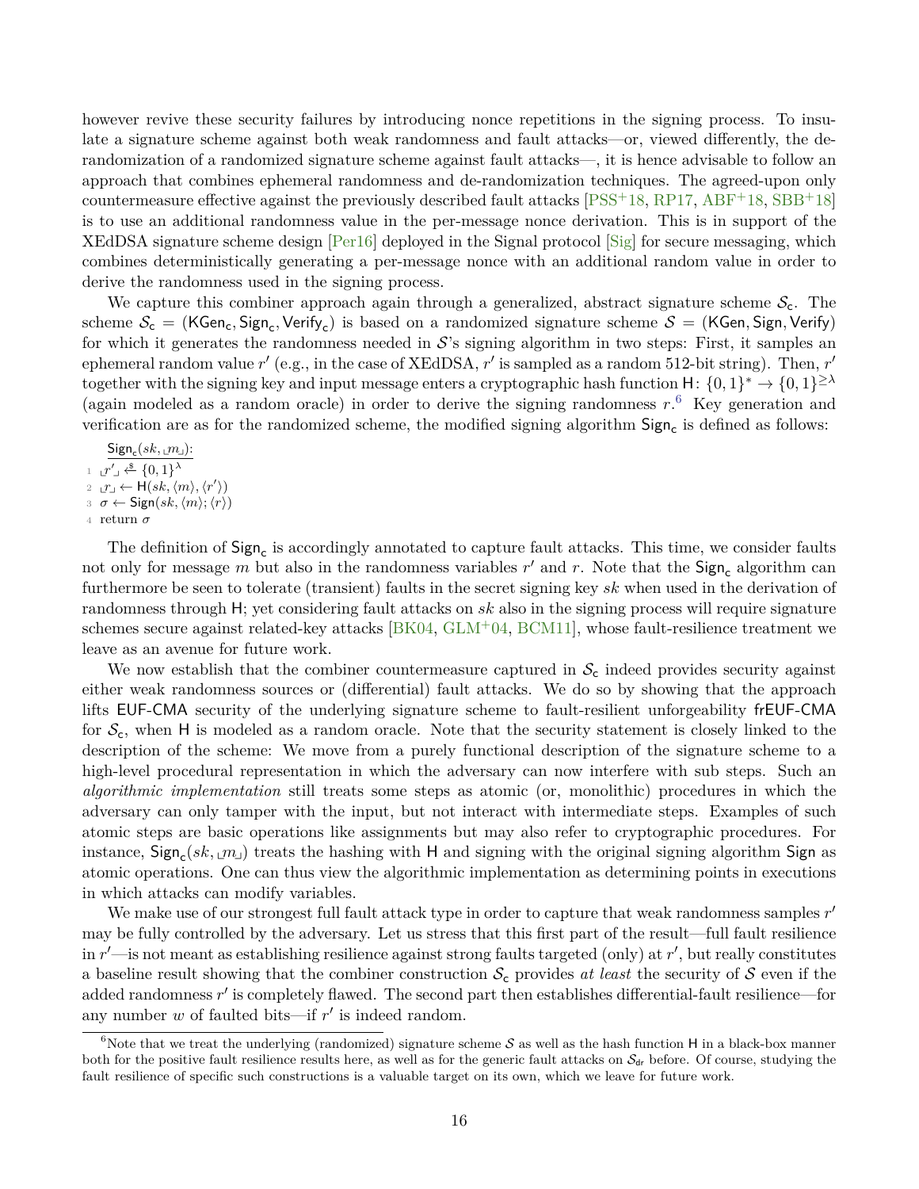however revive these security failures by introducing nonce repetitions in the signing process. To insulate a signature scheme against both weak randomness and fault attacks—or, viewed differently, the de-randomization of a randomized signature scheme against fault attacks—, it is hence advisable to follow an approach that combines ephemeral randomness and de-randomization techniques. The agreed-upon only countermeasure effective against the previously described fault attacks [PSS+18, RP17, ABF+18, SBB+18] is to use an additional randomness value in the per-message nonce derivation. This is in support of the XEdDSA signature scheme design [Per16] deployed in the Signal protocol [Sig] for secure messaging, which combines deterministically generating a per-message nonce with an additional random value in order to derive the randomness used in the signing process.

We capture this combiner approach again through a generalized, abstract signature scheme $\mathcal{S}_\mathsf{c}$. The scheme $\mathcal{S}_\mathsf{c} = (\mathsf{KGen}_\mathsf{c}, \mathsf{Sign}_\mathsf{c}, \mathsf{Verify}_\mathsf{c})$ is based on a randomized signature scheme $\mathcal{S} = (\mathsf{KGen}, \mathsf{Sign}, \mathsf{Verify})$ for which it generates the randomness needed in $\mathcal{S}$'s signing algorithm in two steps: First, it samples an ephemeral random value $r'$ (e.g., in the case of XEdDSA, $r'$ is sampled as a random 512-bit string). Then, $r'$ together with the signing key and input message enters a cryptographic hash function $\mathsf{H}\colon \{0,1\}^* \to \{0,1\}^{\geq\lambda}$ (again modeled as a random oracle) in order to derive the signing randomness $r$.[6] Key generation and verification are as for the randomized scheme, the modified signing algorithm $\mathsf{Sign}_\mathsf{c}$ is defined as follows:

$\underline{\mathsf{Sign}_\mathsf{c}(sk, \llcorner m \lrcorner)}$:

1. $\llcorner r' \lrcorner \xleftarrow{\$} \{0,1\}^\lambda$
2. $\llcorner r \lrcorner \leftarrow \mathsf{H}(sk, \langle m \rangle, \langle r' \rangle)$
3. $\sigma \leftarrow \mathsf{Sign}(sk, \langle m \rangle; \langle r \rangle)$
4. return $\sigma$

The definition of $\mathsf{Sign}_\mathsf{c}$ is accordingly annotated to capture fault attacks. This time, we consider faults not only for message $m$ but also in the randomness variables $r'$ and $r$. Note that the $\mathsf{Sign}_\mathsf{c}$ algorithm can furthermore be seen to tolerate (transient) faults in the secret signing key $sk$ when used in the derivation of randomness through $\mathsf{H}$; yet considering fault attacks on $sk$ also in the signing process will require signature schemes secure against related-key attacks [BK04, GLM+04, BCM11], whose fault-resilience treatment we leave as an avenue for future work.

We now establish that the combiner countermeasure captured in $\mathcal{S}_\mathsf{c}$ indeed provides security against either weak randomness sources or (differential) fault attacks. We do so by showing that the approach lifts $\mathsf{EUF\text{-}CMA}$ security of the underlying signature scheme to fault-resilient unforgeability $\mathsf{frEUF\text{-}CMA}$ for $\mathcal{S}_\mathsf{c}$, when $\mathsf{H}$ is modeled as a random oracle. Note that the security statement is closely linked to the description of the scheme: We move from a purely functional description of the signature scheme to a high-level procedural representation in which the adversary can now interfere with sub steps. Such an *algorithmic implementation* still treats some steps as atomic (or, monolithic) procedures in which the adversary can only tamper with the input, but not interact with intermediate steps. Examples of such atomic steps are basic operations like assignments but may also refer to cryptographic procedures. For instance, $\mathsf{Sign}_\mathsf{c}(sk, \llcorner m \lrcorner)$ treats the hashing with $\mathsf{H}$ and signing with the original signing algorithm $\mathsf{Sign}$ as atomic operations. One can thus view the algorithmic implementation as determining points in executions in which attacks can modify variables.

We make use of our strongest full fault attack type in order to capture that weak randomness samples $r'$ may be fully controlled by the adversary. Let us stress that this first part of the result—full fault resilience in $r'$—is not meant as establishing resilience against strong faults targeted (only) at $r'$, but really constitutes a baseline result showing that the combiner construction $\mathcal{S}_\mathsf{c}$ provides *at least* the security of $\mathcal{S}$ even if the added randomness $r'$ is completely flawed. The second part then establishes differential-fault resilience—for any number $w$ of faulted bits—if $r'$ is indeed random.

[6] Note that we treat the underlying (randomized) signature scheme $\mathcal{S}$ as well as the hash function $\mathsf{H}$ in a black-box manner both for the positive fault resilience results here, as well as for the generic fault attacks on $\mathcal{S}_\mathsf{dr}$ before. Of course, studying the fault resilience of specific such constructions is a valuable target on its own, which we leave for future work.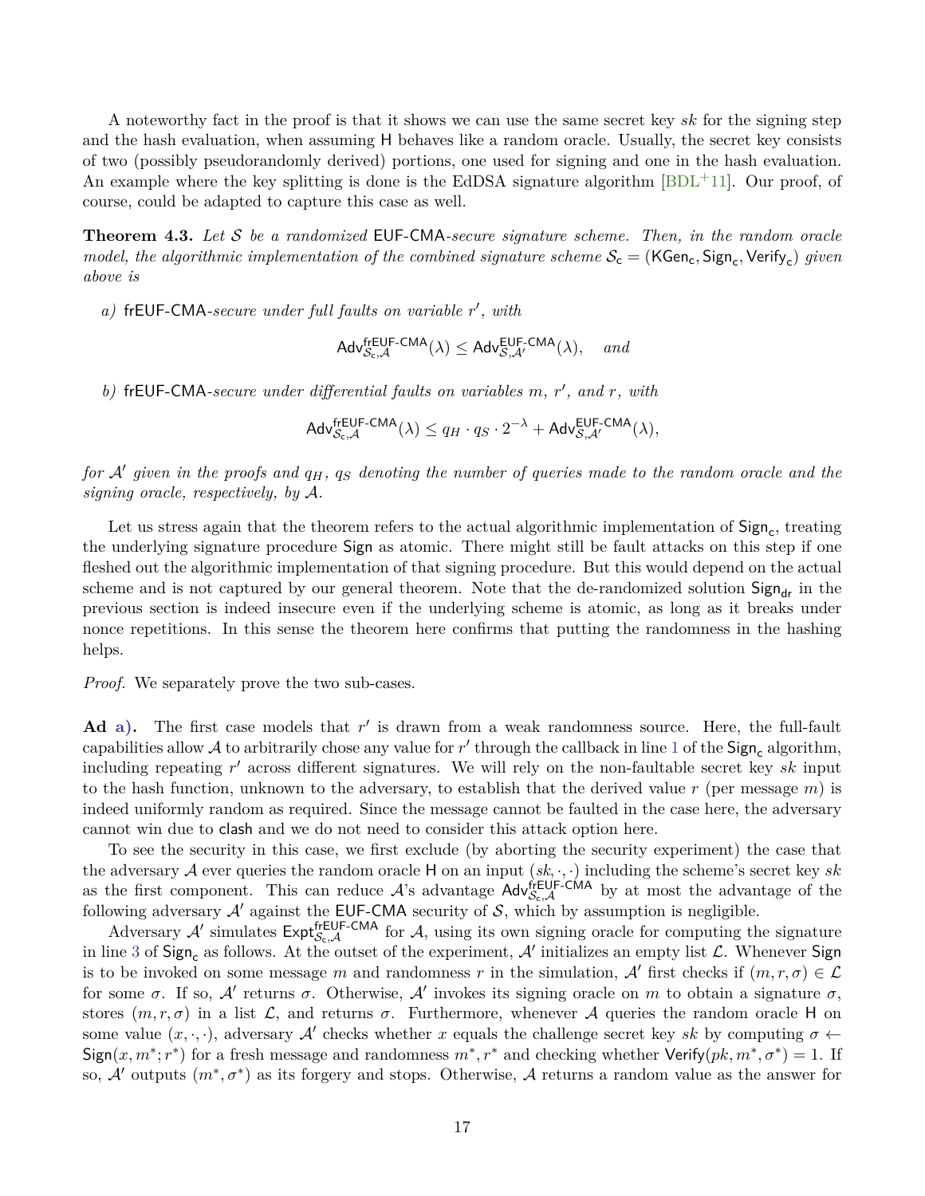A noteworthy fact in the proof is that it shows we can use the same secret key $sk$ for the signing step and the hash evaluation, when assuming $\mathsf{H}$ behaves like a random oracle. Usually, the secret key consists of two (possibly pseudorandomly derived) portions, one used for signing and one in the hash evaluation. An example where the key splitting is done is the EdDSA signature algorithm [BDL+11]. Our proof, of course, could be adapted to capture this case as well.

**Theorem 4.3.** *Let $\mathcal{S}$ be a randomized* EUF-CMA*-secure signature scheme. Then, in the random oracle model, the algorithmic implementation of the combined signature scheme $\mathcal{S}_{\mathsf{c}} = (\mathsf{KGen}_{\mathsf{c}}, \mathsf{Sign}_{\mathsf{c}}, \mathsf{Verify}_{\mathsf{c}})$ given above is*

*a)* frEUF-CMA*-secure under full faults on variable $r'$, with*

$$\mathsf{Adv}^{\mathsf{frEUF\text{-}CMA}}_{\mathcal{S}_{\mathsf{c}},\mathcal{A}}(\lambda) \leq \mathsf{Adv}^{\mathsf{EUF\text{-}CMA}}_{\mathcal{S},\mathcal{A}'}(\lambda), \quad \text{and}$$

*b)* frEUF-CMA*-secure under differential faults on variables $m$, $r'$, and $r$, with*

$$\mathsf{Adv}^{\mathsf{frEUF\text{-}CMA}}_{\mathcal{S}_{\mathsf{c}},\mathcal{A}}(\lambda) \leq q_H \cdot q_S \cdot 2^{-\lambda} + \mathsf{Adv}^{\mathsf{EUF\text{-}CMA}}_{\mathcal{S},\mathcal{A}'}(\lambda),$$

*for $\mathcal{A}'$ given in the proofs and $q_H$, $q_S$ denoting the number of queries made to the random oracle and the signing oracle, respectively, by $\mathcal{A}$.*

Let us stress again that the theorem refers to the actual algorithmic implementation of $\mathsf{Sign}_{\mathsf{c}}$, treating the underlying signature procedure $\mathsf{Sign}$ as atomic. There might still be fault attacks on this step if one fleshed out the algorithmic implementation of that signing procedure. But this would depend on the actual scheme and is not captured by our general theorem. Note that the de-randomized solution $\mathsf{Sign}_{\mathsf{dr}}$ in the previous section is indeed insecure even if the underlying scheme is atomic, as long as it breaks under nonce repetitions. In this sense the theorem here confirms that putting the randomness in the hashing helps.

*Proof.* We separately prove the two sub-cases.

**Ad a).** The first case models that $r'$ is drawn from a weak randomness source. Here, the full-fault capabilities allow $\mathcal{A}$ to arbitrarily chose any value for $r'$ through the callback in line 1 of the $\mathsf{Sign}_{\mathsf{c}}$ algorithm, including repeating $r'$ across different signatures. We will rely on the non-faultable secret key $sk$ input to the hash function, unknown to the adversary, to establish that the derived value $r$ (per message $m$) is indeed uniformly random as required. Since the message cannot be faulted in the case here, the adversary cannot win due to $\mathsf{clash}$ and we do not need to consider this attack option here.

To see the security in this case, we first exclude (by aborting the security experiment) the case that the adversary $\mathcal{A}$ ever queries the random oracle $\mathsf{H}$ on an input $(sk, \cdot, \cdot)$ including the scheme's secret key $sk$ as the first component. This can reduce $\mathcal{A}$'s advantage $\mathsf{Adv}^{\mathsf{frEUF\text{-}CMA}}_{\mathcal{S}_{\mathsf{c}},\mathcal{A}}$ by at most the advantage of the following adversary $\mathcal{A}'$ against the EUF-CMA security of $\mathcal{S}$, which by assumption is negligible.

Adversary $\mathcal{A}'$ simulates $\mathsf{Expt}^{\mathsf{frEUF\text{-}CMA}}_{\mathcal{S}_{\mathsf{c}},\mathcal{A}}$ for $\mathcal{A}$, using its own signing oracle for computing the signature in line 3 of $\mathsf{Sign}_{\mathsf{c}}$ as follows. At the outset of the experiment, $\mathcal{A}'$ initializes an empty list $\mathcal{L}$. Whenever $\mathsf{Sign}$ is to be invoked on some message $m$ and randomness $r$ in the simulation, $\mathcal{A}'$ first checks if $(m, r, \sigma) \in \mathcal{L}$ for some $\sigma$. If so, $\mathcal{A}'$ returns $\sigma$. Otherwise, $\mathcal{A}'$ invokes its signing oracle on $m$ to obtain a signature $\sigma$, stores $(m, r, \sigma)$ in a list $\mathcal{L}$, and returns $\sigma$. Furthermore, whenever $\mathcal{A}$ queries the random oracle $\mathsf{H}$ on some value $(x, \cdot, \cdot)$, adversary $\mathcal{A}'$ checks whether $x$ equals the challenge secret key $sk$ by computing $\sigma \leftarrow \mathsf{Sign}(x, m^*; r^*)$ for a fresh message and randomness $m^*, r^*$ and checking whether $\mathsf{Verify}(pk, m^*, \sigma^*) = 1$. If so, $\mathcal{A}'$ outputs $(m^*, \sigma^*)$ as its forgery and stops. Otherwise, $\mathcal{A}$ returns a random value as the answer for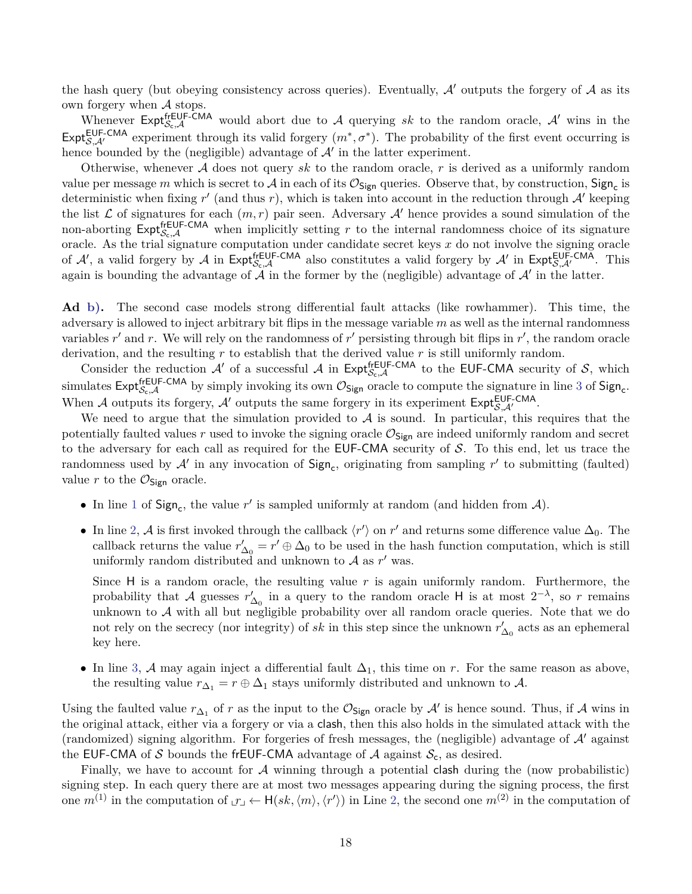the hash query (but obeying consistency across queries). Eventually, $\mathcal{A}'$ outputs the forgery of $\mathcal{A}$ as its own forgery when $\mathcal{A}$ stops.

Whenever $\mathsf{Expt}^{\mathsf{frEUF\text{-}CMA}}_{\mathcal{S}_\mathsf{c},\mathcal{A}}$ would abort due to $\mathcal{A}$ querying $sk$ to the random oracle, $\mathcal{A}'$ wins in the $\mathsf{Expt}^{\mathsf{EUF\text{-}CMA}}_{\mathcal{S},\mathcal{A}'}$ experiment through its valid forgery $(m^*, \sigma^*)$. The probability of the first event occurring is hence bounded by the (negligible) advantage of $\mathcal{A}'$ in the latter experiment.

Otherwise, whenever $\mathcal{A}$ does not query $sk$ to the random oracle, $r$ is derived as a uniformly random value per message $m$ which is secret to $\mathcal{A}$ in each of its $\mathcal{O}_{\mathsf{Sign}}$ queries. Observe that, by construction, $\mathsf{Sign}_\mathsf{c}$ is deterministic when fixing $r'$ (and thus $r$), which is taken into account in the reduction through $\mathcal{A}'$ keeping the list $\mathcal{L}$ of signatures for each $(m, r)$ pair seen. Adversary $\mathcal{A}'$ hence provides a sound simulation of the non-aborting $\mathsf{Expt}^{\mathsf{frEUF\text{-}CMA}}_{\mathcal{S}_\mathsf{c},\mathcal{A}}$ when implicitly setting $r$ to the internal randomness choice of its signature oracle. As the trial signature computation under candidate secret keys $x$ do not involve the signing oracle of $\mathcal{A}'$, a valid forgery by $\mathcal{A}$ in $\mathsf{Expt}^{\mathsf{frEUF\text{-}CMA}}_{\mathcal{S}_\mathsf{c},\mathcal{A}}$ also constitutes a valid forgery by $\mathcal{A}'$ in $\mathsf{Expt}^{\mathsf{EUF\text{-}CMA}}_{\mathcal{S},\mathcal{A}'}$. This again is bounding the advantage of $\mathcal{A}$ in the former by the (negligible) advantage of $\mathcal{A}'$ in the latter.

**Ad b).** The second case models strong differential fault attacks (like rowhammer). This time, the adversary is allowed to inject arbitrary bit flips in the message variable $m$ as well as the internal randomness variables $r'$ and $r$. We will rely on the randomness of $r'$ persisting through bit flips in $r'$, the random oracle derivation, and the resulting $r$ to establish that the derived value $r$ is still uniformly random.

Consider the reduction $\mathcal{A}'$ of a successful $\mathcal{A}$ in $\mathsf{Expt}^{\mathsf{frEUF\text{-}CMA}}_{\mathcal{S}_\mathsf{c},\mathcal{A}}$ to the $\mathsf{EUF\text{-}CMA}$ security of $\mathcal{S}$, which simulates $\mathsf{Expt}^{\mathsf{frEUF\text{-}CMA}}_{\mathcal{S}_\mathsf{c},\mathcal{A}}$ by simply invoking its own $\mathcal{O}_{\mathsf{Sign}}$ oracle to compute the signature in line 3 of $\mathsf{Sign}_\mathsf{c}$. When $\mathcal{A}$ outputs its forgery, $\mathcal{A}'$ outputs the same forgery in its experiment $\mathsf{Expt}^{\mathsf{EUF\text{-}CMA}}_{\mathcal{S},\mathcal{A}'}$.

We need to argue that the simulation provided to $\mathcal{A}$ is sound. In particular, this requires that the potentially faulted values $r$ used to invoke the signing oracle $\mathcal{O}_{\mathsf{Sign}}$ are indeed uniformly random and secret to the adversary for each call as required for the $\mathsf{EUF\text{-}CMA}$ security of $\mathcal{S}$. To this end, let us trace the randomness used by $\mathcal{A}'$ in any invocation of $\mathsf{Sign}_\mathsf{c}$, originating from sampling $r'$ to submitting (faulted) value $r$ to the $\mathcal{O}_{\mathsf{Sign}}$ oracle.

- In line 1 of $\mathsf{Sign}_\mathsf{c}$, the value $r'$ is sampled uniformly at random (and hidden from $\mathcal{A}$).
- In line 2, $\mathcal{A}$ is first invoked through the callback $\langle r' \rangle$ on $r'$ and returns some difference value $\Delta_0$. The callback returns the value $r'_{\Delta_0} = r' \oplus \Delta_0$ to be used in the hash function computation, which is still uniformly random distributed and unknown to $\mathcal{A}$ as $r'$ was.

  Since $\mathsf{H}$ is a random oracle, the resulting value $r$ is again uniformly random. Furthermore, the probability that $\mathcal{A}$ guesses $r'_{\Delta_0}$ in a query to the random oracle $\mathsf{H}$ is at most $2^{-\lambda}$, so $r$ remains unknown to $\mathcal{A}$ with all but negligible probability over all random oracle queries. Note that we do not rely on the secrecy (nor integrity) of $sk$ in this step since the unknown $r'_{\Delta_0}$ acts as an ephemeral key here.
- In line 3, $\mathcal{A}$ may again inject a differential fault $\Delta_1$, this time on $r$. For the same reason as above, the resulting value $r_{\Delta_1} = r \oplus \Delta_1$ stays uniformly distributed and unknown to $\mathcal{A}$.

Using the faulted value $r_{\Delta_1}$ of $r$ as the input to the $\mathcal{O}_{\mathsf{Sign}}$ oracle by $\mathcal{A}'$ is hence sound. Thus, if $\mathcal{A}$ wins in the original attack, either via a forgery or via a $\mathsf{clash}$, then this also holds in the simulated attack with the (randomized) signing algorithm. For forgeries of fresh messages, the (negligible) advantage of $\mathcal{A}'$ against the $\mathsf{EUF\text{-}CMA}$ of $\mathcal{S}$ bounds the $\mathsf{frEUF\text{-}CMA}$ advantage of $\mathcal{A}$ against $\mathcal{S}_\mathsf{c}$, as desired.

Finally, we have to account for $\mathcal{A}$ winning through a potential $\mathsf{clash}$ during the (now probabilistic) signing step. In each query there are at most two messages appearing during the signing process, the first one $m^{(1)}$ in the computation of $\llcorner r \lrcorner \leftarrow \mathsf{H}(sk, \langle m \rangle, \langle r' \rangle)$ in Line 2, the second one $m^{(2)}$ in the computation of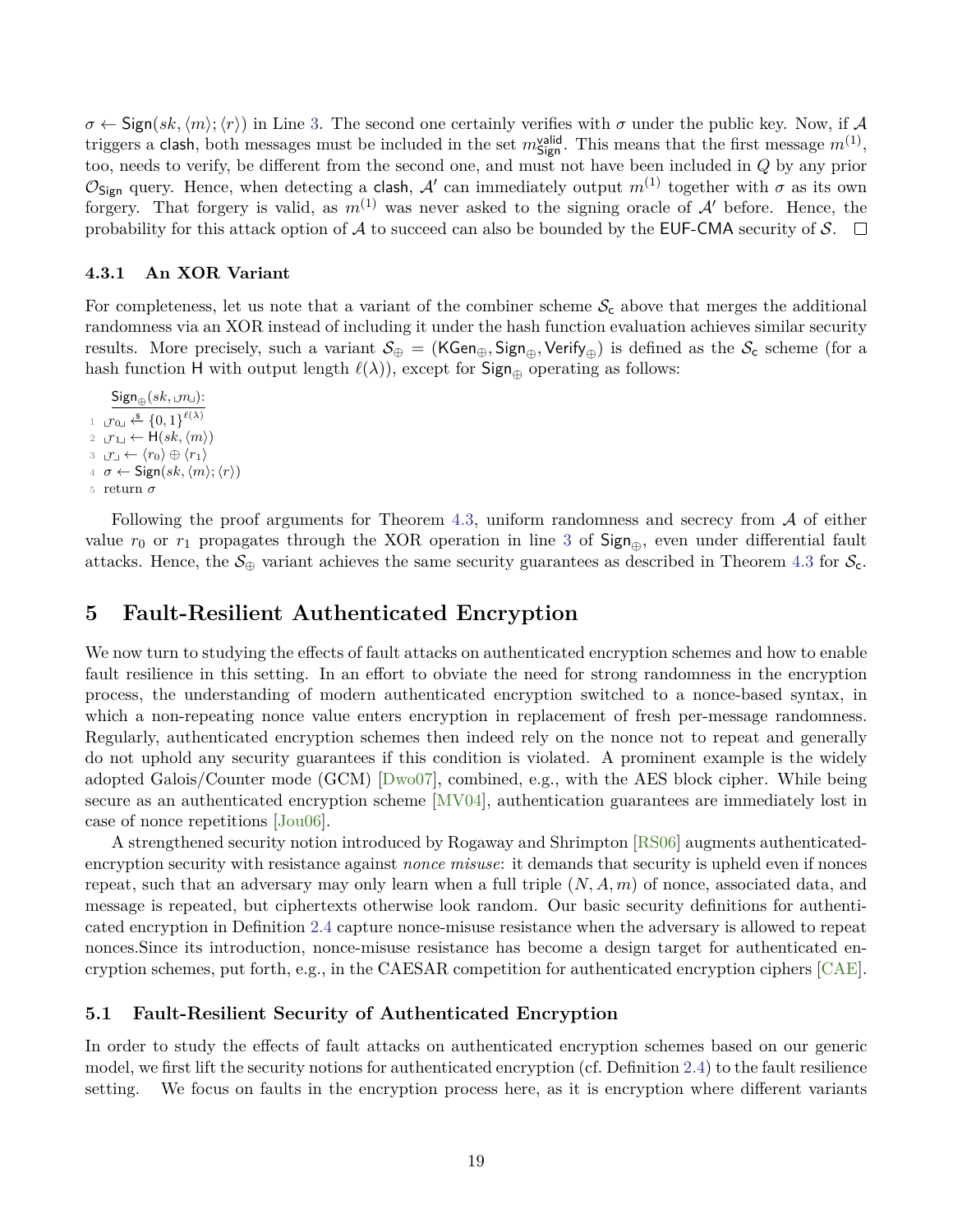$\sigma \leftarrow \mathsf{Sign}(sk, \langle m \rangle; \langle r \rangle)$ in Line 3. The second one certainly verifies with $\sigma$ under the public key. Now, if $\mathcal{A}$ triggers a $\mathsf{clash}$, both messages must be included in the set $m^{\mathsf{valid}}_{\mathsf{Sign}}$. This means that the first message $m^{(1)}$, too, needs to verify, be different from the second one, and must not have been included in $Q$ by any prior $\mathcal{O}_{\mathsf{Sign}}$ query. Hence, when detecting a $\mathsf{clash}$, $\mathcal{A}'$ can immediately output $m^{(1)}$ together with $\sigma$ as its own forgery. That forgery is valid, as $m^{(1)}$ was never asked to the signing oracle of $\mathcal{A}'$ before. Hence, the probability for this attack option of $\mathcal{A}$ to succeed can also be bounded by the $\mathsf{EUF\text{-}CMA}$ security of $\mathcal{S}$. □

### 4.3.1 An XOR Variant

For completeness, let us note that a variant of the combiner scheme $\mathcal{S}_\mathsf{c}$ above that merges the additional randomness via an XOR instead of including it under the hash function evaluation achieves similar security results. More precisely, such a variant $\mathcal{S}_\oplus = (\mathsf{KGen}_\oplus, \mathsf{Sign}_\oplus, \mathsf{Verify}_\oplus)$ is defined as the $\mathcal{S}_\mathsf{c}$ scheme (for a hash function $\mathsf{H}$ with output length $\ell(\lambda)$), except for $\mathsf{Sign}_\oplus$ operating as follows:

$\underline{\mathsf{Sign}_\oplus(sk, \llcorner m \lrcorner)\text{:}}$
1. $\llcorner r_0 \lrcorner \xleftarrow{\$} \{0,1\}^{\ell(\lambda)}$
2. $\llcorner r_1 \lrcorner \leftarrow \mathsf{H}(sk, \langle m \rangle)$
3. $\llcorner r \lrcorner \leftarrow \langle r_0 \rangle \oplus \langle r_1 \rangle$
4. $\sigma \leftarrow \mathsf{Sign}(sk, \langle m \rangle; \langle r \rangle)$
5. return $\sigma$

Following the proof arguments for Theorem 4.3, uniform randomness and secrecy from $\mathcal{A}$ of either value $r_0$ or $r_1$ propagates through the XOR operation in line 3 of $\mathsf{Sign}_\oplus$, even under differential fault attacks. Hence, the $\mathcal{S}_\oplus$ variant achieves the same security guarantees as described in Theorem 4.3 for $\mathcal{S}_\mathsf{c}$.

# 5 Fault-Resilient Authenticated Encryption

We now turn to studying the effects of fault attacks on authenticated encryption schemes and how to enable fault resilience in this setting. In an effort to obviate the need for strong randomness in the encryption process, the understanding of modern authenticated encryption switched to a nonce-based syntax, in which a non-repeating nonce value enters encryption in replacement of fresh per-message randomness. Regularly, authenticated encryption schemes then indeed rely on the nonce not to repeat and generally do not uphold any security guarantees if this condition is violated. A prominent example is the widely adopted Galois/Counter mode (GCM) [Dwo07], combined, e.g., with the AES block cipher. While being secure as an authenticated encryption scheme [MV04], authentication guarantees are immediately lost in case of nonce repetitions [Jou06].

A strengthened security notion introduced by Rogaway and Shrimpton [RS06] augments authenticated-encryption security with resistance against *nonce misuse*: it demands that security is upheld even if nonces repeat, such that an adversary may only learn when a full triple $(N, A, m)$ of nonce, associated data, and message is repeated, but ciphertexts otherwise look random. Our basic security definitions for authenticated encryption in Definition 2.4 capture nonce-misuse resistance when the adversary is allowed to repeat nonces.Since its introduction, nonce-misuse resistance has become a design target for authenticated encryption schemes, put forth, e.g., in the CAESAR competition for authenticated encryption ciphers [CAE].

## 5.1 Fault-Resilient Security of Authenticated Encryption

In order to study the effects of fault attacks on authenticated encryption schemes based on our generic model, we first lift the security notions for authenticated encryption (cf. Definition 2.4) to the fault resilience setting. We focus on faults in the encryption process here, as it is encryption where different variants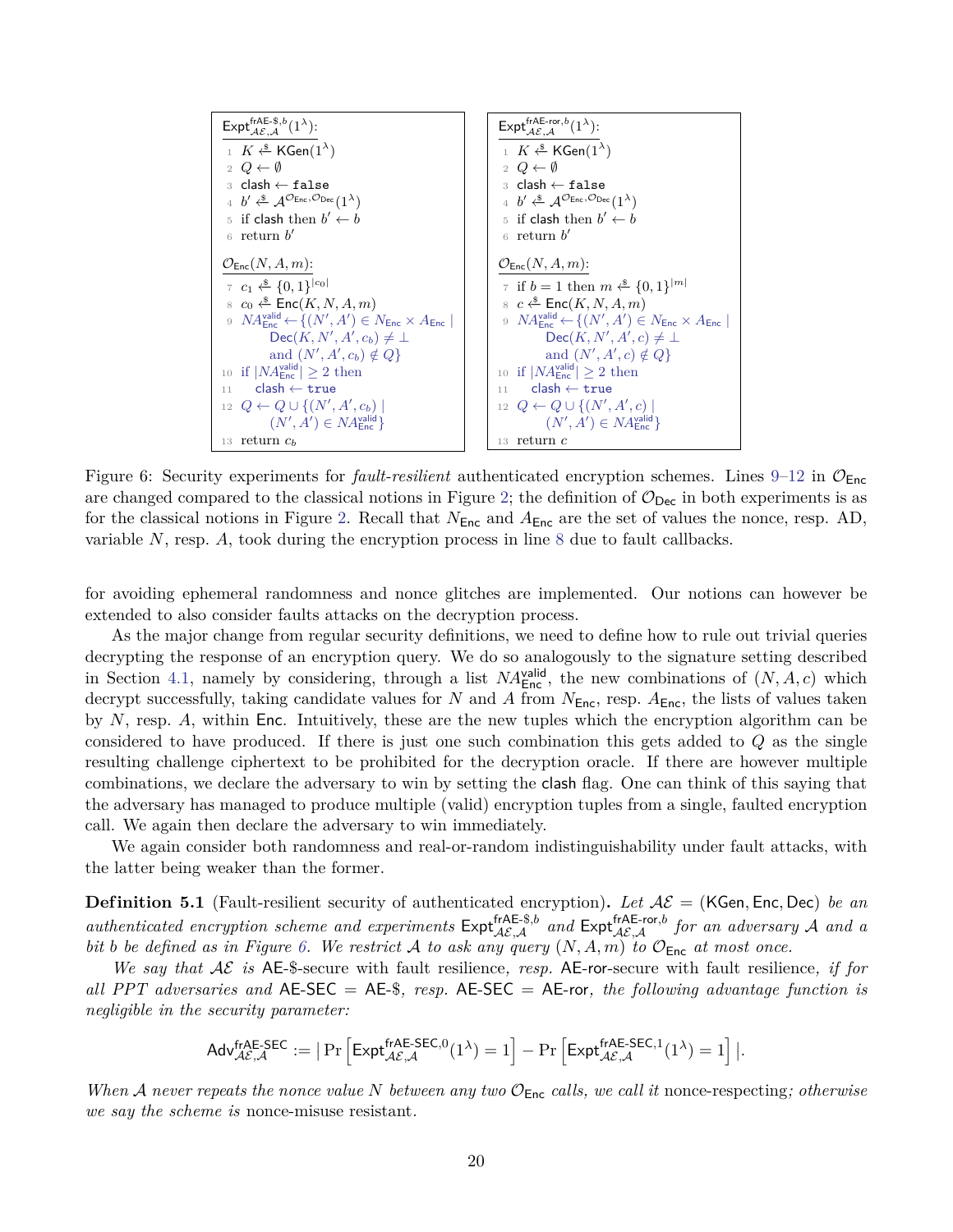```
Expt^{frAE-$,b}_{AE,A}(1^λ):
1  K ←$ KGen(1^λ)
2  Q ← ∅
3  clash ← false
4  b' ←$ A^{O_Enc,O_Dec}(1^λ)
5  if clash then b' ← b
6  return b'

O_Enc(N, A, m):
7  c_1 ←$ {0,1}^{|c_0|}
8  c_0 ←$ Enc(K, N, A, m)
9  NA^{valid}_{Enc} ← {(N', A') ∈ N_Enc × A_Enc |
       Dec(K, N', A', c_b) ≠ ⊥
       and (N', A', c_b) ∉ Q}
10 if |NA^{valid}_{Enc}| ≥ 2 then
11     clash ← true
12 Q ← Q ∪ {(N', A', c_b) |
       (N', A') ∈ NA^{valid}_{Enc}}
13 return c_b
```

```
Expt^{frAE-ror,b}_{AE,A}(1^λ):
1  K ←$ KGen(1^λ)
2  Q ← ∅
3  clash ← false
4  b' ←$ A^{O_Enc,O_Dec}(1^λ)
5  if clash then b' ← b
6  return b'

O_Enc(N, A, m):
7  if b = 1 then m ←$ {0,1}^{|m|}
8  c ←$ Enc(K, N, A, m)
9  NA^{valid}_{Enc} ← {(N', A') ∈ N_Enc × A_Enc |
       Dec(K, N', A', c) ≠ ⊥
       and (N', A', c) ∉ Q}
10 if |NA^{valid}_{Enc}| ≥ 2 then
11     clash ← true
12 Q ← Q ∪ {(N', A', c) |
       (N', A') ∈ NA^{valid}_{Enc}}
13 return c
```

Figure 6: Security experiments for *fault-resilient* authenticated encryption schemes. Lines 9–12 in $\mathcal{O}_{\mathsf{Enc}}$ are changed compared to the classical notions in Figure 2; the definition of $\mathcal{O}_{\mathsf{Dec}}$ in both experiments is as for the classical notions in Figure 2. Recall that $N_{\mathsf{Enc}}$ and $A_{\mathsf{Enc}}$ are the set of values the nonce, resp. AD, variable $N$, resp. $A$, took during the encryption process in line 8 due to fault callbacks.

for avoiding ephemeral randomness and nonce glitches are implemented. Our notions can however be extended to also consider faults attacks on the decryption process.

As the major change from regular security definitions, we need to define how to rule out trivial queries decrypting the response of an encryption query. We do so analogously to the signature setting described in Section 4.1, namely by considering, through a list $NA^{\mathsf{valid}}_{\mathsf{Enc}}$, the new combinations of $(N, A, c)$ which decrypt successfully, taking candidate values for $N$ and $A$ from $N_{\mathsf{Enc}}$, resp. $A_{\mathsf{Enc}}$, the lists of values taken by $N$, resp. $A$, within $\mathsf{Enc}$. Intuitively, these are the new tuples which the encryption algorithm can be considered to have produced. If there is just one such combination this gets added to $Q$ as the single resulting challenge ciphertext to be prohibited for the decryption oracle. If there are multiple combinations, we declare the adversary to win by setting the $\mathsf{clash}$ flag. One can think of this saying that the adversary has managed to produce multiple (valid) encryption tuples from a single, faulted encryption call. We again then declare the adversary to win immediately.

We again consider both randomness and real-or-random indistinguishability under fault attacks, with the latter being weaker than the former.

**Definition 5.1** (Fault-resilient security of authenticated encryption)**.** *Let $\mathcal{AE} = (\mathsf{KGen}, \mathsf{Enc}, \mathsf{Dec})$ be an authenticated encryption scheme and experiments $\mathsf{Expt}^{\mathsf{frAE\text{-}\$},b}_{\mathcal{AE},\mathcal{A}}$ and $\mathsf{Expt}^{\mathsf{frAE\text{-}ror},b}_{\mathcal{AE},\mathcal{A}}$ for an adversary $\mathcal{A}$ and a bit $b$ be defined as in Figure 6. We restrict $\mathcal{A}$ to ask any query $(N, A, m)$ to $\mathcal{O}_{\mathsf{Enc}}$ at most once.*

*We say that $\mathcal{AE}$ is* AE-\$-secure with fault resilience*, resp.* AE-ror-secure with fault resilience*, if for all PPT adversaries and $\mathsf{AE\text{-}SEC} = \mathsf{AE\text{-}\$}$, resp. $\mathsf{AE\text{-}SEC} = \mathsf{AE\text{-}ror}$, the following advantage function is negligible in the security parameter:*

$$\mathsf{Adv}^{\mathsf{frAE\text{-}SEC}}_{\mathcal{AE},\mathcal{A}} := \left|\Pr\left[\mathsf{Expt}^{\mathsf{frAE\text{-}SEC},0}_{\mathcal{AE},\mathcal{A}}(1^\lambda) = 1\right] - \Pr\left[\mathsf{Expt}^{\mathsf{frAE\text{-}SEC},1}_{\mathcal{AE},\mathcal{A}}(1^\lambda) = 1\right]\right|.$$

*When $\mathcal{A}$ never repeats the nonce value $N$ between any two $\mathcal{O}_{\mathsf{Enc}}$ calls, we call it* nonce-respecting*; otherwise we say the scheme is* nonce-misuse resistant*.*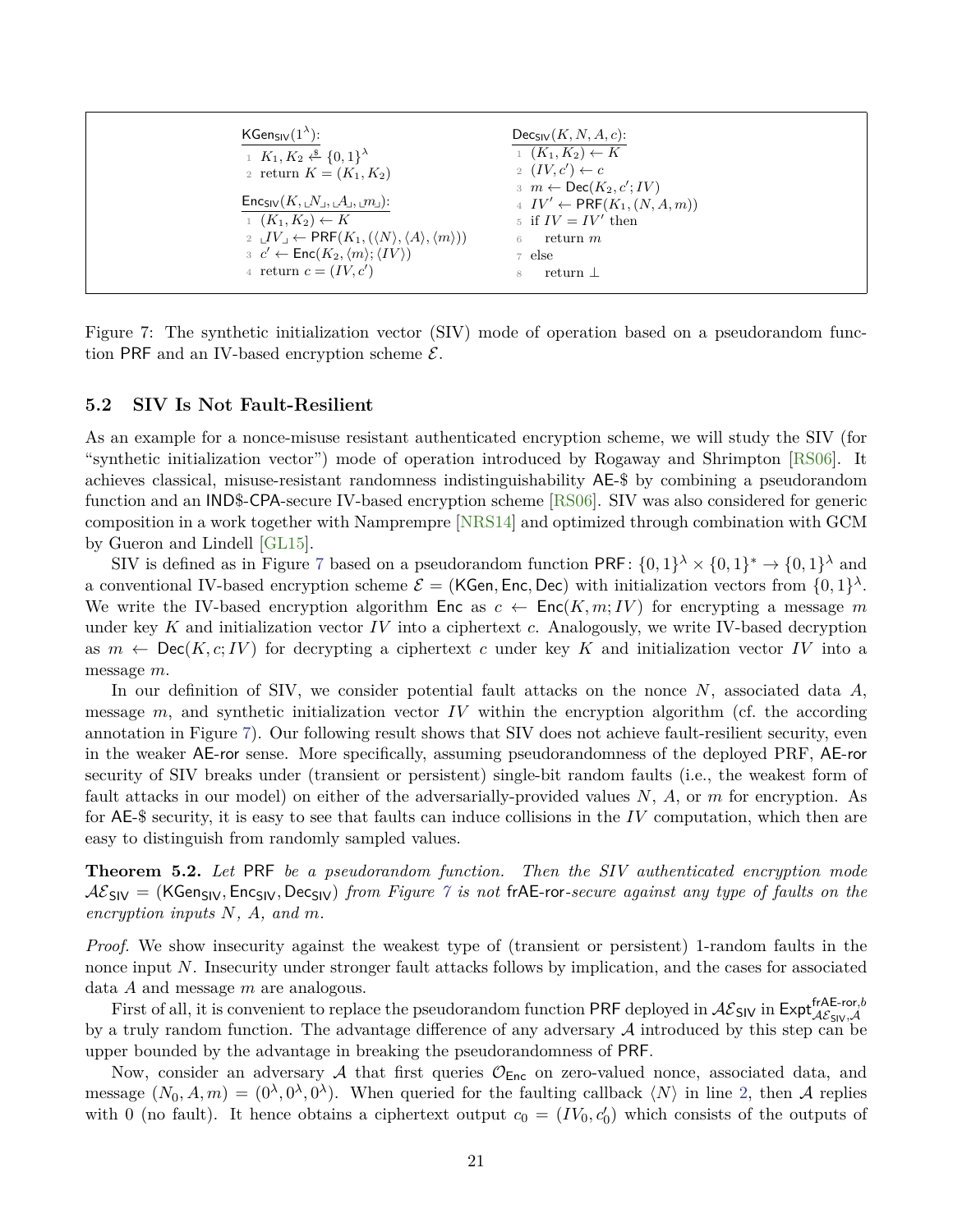```
KGen_SIV(1^λ):
1  K_1, K_2 ←$ {0,1}^λ
2  return K = (K_1, K_2)

Enc_SIV(K, ⌞N⌟, ⌞A⌟, ⌞m⌟):
1  (K_1, K_2) ← K
2  ⌞IV⌟ ← PRF(K_1, (⟨N⟩, ⟨A⟩, ⟨m⟩))
3  c' ← Enc(K_2, ⟨m⟩; ⟨IV⟩)
4  return c = (IV, c')

Dec_SIV(K, N, A, c):
1  (K_1, K_2) ← K
2  (IV, c') ← c
3  m ← Dec(K_2, c'; IV)
4  IV' ← PRF(K_1, (N, A, m))
5  if IV = IV' then
6      return m
7  else
8      return ⊥
```

Figure 7: The synthetic initialization vector (SIV) mode of operation based on a pseudorandom function PRF and an IV-based encryption scheme $\mathcal{E}$.

### 5.2 SIV Is Not Fault-Resilient

As an example for a nonce-misuse resistant authenticated encryption scheme, we will study the SIV (for "synthetic initialization vector") mode of operation introduced by Rogaway and Shrimpton [RS06]. It achieves classical, misuse-resistant randomness indistinguishability AE-\$ by combining a pseudorandom function and an IND\$-CPA-secure IV-based encryption scheme [RS06]. SIV was also considered for generic composition in a work together with Namprempre [NRS14] and optimized through combination with GCM by Gueron and Lindell [GL15].

SIV is defined as in Figure 7 based on a pseudorandom function $\mathsf{PRF}\colon \{0,1\}^\lambda \times \{0,1\}^* \to \{0,1\}^\lambda$ and a conventional IV-based encryption scheme $\mathcal{E} = (\mathsf{KGen}, \mathsf{Enc}, \mathsf{Dec})$ with initialization vectors from $\{0,1\}^\lambda$. We write the IV-based encryption algorithm $\mathsf{Enc}$ as $c \leftarrow \mathsf{Enc}(K, m; IV)$ for encrypting a message $m$ under key $K$ and initialization vector $IV$ into a ciphertext $c$. Analogously, we write IV-based decryption as $m \leftarrow \mathsf{Dec}(K, c; IV)$ for decrypting a ciphertext $c$ under key $K$ and initialization vector $IV$ into a message $m$.

In our definition of SIV, we consider potential fault attacks on the nonce $N$, associated data $A$, message $m$, and synthetic initialization vector $IV$ within the encryption algorithm (cf. the according annotation in Figure 7). Our following result shows that SIV does not achieve fault-resilient security, even in the weaker AE-ror sense. More specifically, assuming pseudorandomness of the deployed PRF, AE-ror security of SIV breaks under (transient or persistent) single-bit random faults (i.e., the weakest form of fault attacks in our model) on either of the adversarially-provided values $N$, $A$, or $m$ for encryption. As for AE-\$ security, it is easy to see that faults can induce collisions in the $IV$ computation, which then are easy to distinguish from randomly sampled values.

**Theorem 5.2.** *Let* PRF *be a pseudorandom function. Then the SIV authenticated encryption mode* $\mathcal{AE}_{\mathsf{SIV}} = (\mathsf{KGen}_{\mathsf{SIV}}, \mathsf{Enc}_{\mathsf{SIV}}, \mathsf{Dec}_{\mathsf{SIV}})$ *from Figure 7 is not* frAE-ror*-secure against any type of faults on the encryption inputs* $N$*,* $A$*, and* $m$*.*

*Proof.* We show insecurity against the weakest type of (transient or persistent) 1-random faults in the nonce input $N$. Insecurity under stronger fault attacks follows by implication, and the cases for associated data $A$ and message $m$ are analogous.

First of all, it is convenient to replace the pseudorandom function PRF deployed in $\mathcal{AE}_{\mathsf{SIV}}$ in $\mathsf{Expt}^{\mathsf{frAE\text{-}ror},b}_{\mathcal{AE}_{\mathsf{SIV}},\mathcal{A}}$ by a truly random function. The advantage difference of any adversary $\mathcal{A}$ introduced by this step can be upper bounded by the advantage in breaking the pseudorandomness of PRF.

Now, consider an adversary $\mathcal{A}$ that first queries $\mathcal{O}_{\mathsf{Enc}}$ on zero-valued nonce, associated data, and message $(N_0, A, m) = (0^\lambda, 0^\lambda, 0^\lambda)$. When queried for the faulting callback $\langle N \rangle$ in line 2, then $\mathcal{A}$ replies with 0 (no fault). It hence obtains a ciphertext output $c_0 = (IV_0, c_0')$ which consists of the outputs of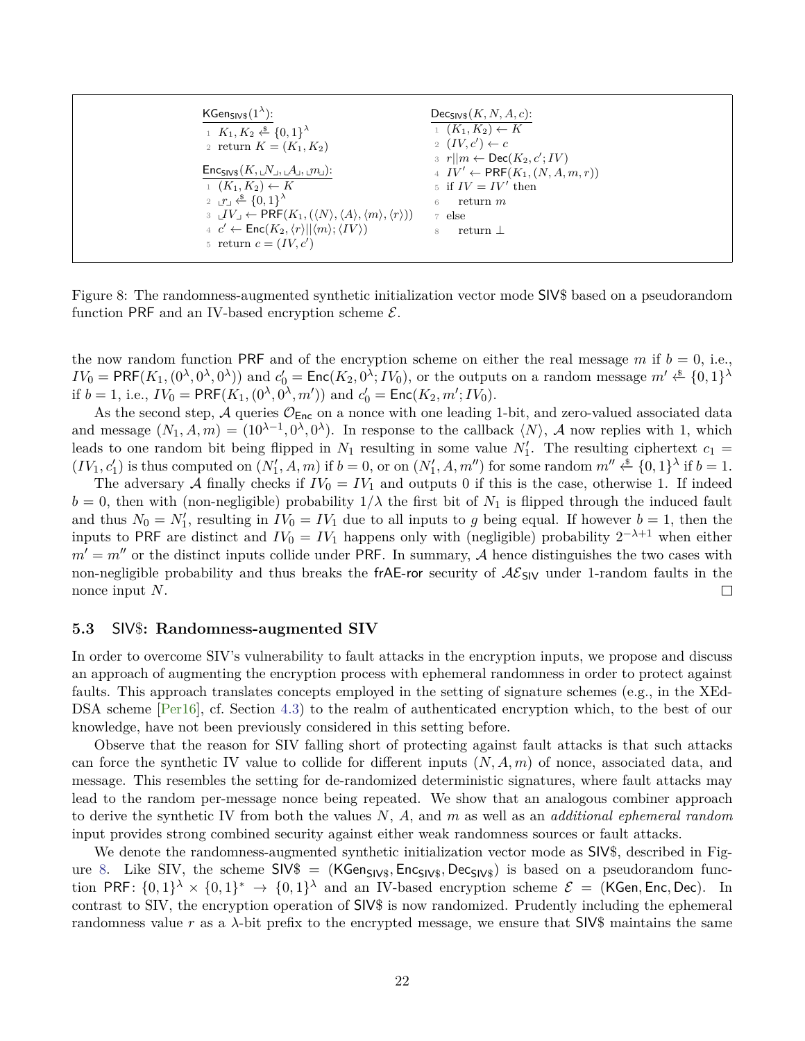```
KGen_SIV$(1^λ):
1  K_1, K_2 ←$ {0,1}^λ
2  return K = (K_1, K_2)

Enc_SIV$(K, ⌞N⌟, ⌞A⌟, ⌞m⌟):
1  (K_1, K_2) ← K
2  ⌞r⌟ ←$ {0,1}^λ
3  ⌞IV⌟ ← PRF(K_1, (⟨N⟩, ⟨A⟩, ⟨m⟩, ⟨r⟩))
4  c' ← Enc(K_2, ⟨r⟩||⟨m⟩; ⟨IV⟩)
5  return c = (IV, c')

Dec_SIV$(K, N, A, c):
1  (K_1, K_2) ← K
2  (IV, c') ← c
3  r||m ← Dec(K_2, c'; IV)
4  IV' ← PRF(K_1, (N, A, m, r))
5  if IV = IV' then
6      return m
7  else
8      return ⊥
```

Figure 8: The randomness-augmented synthetic initialization vector mode SIV$ based on a pseudorandom function PRF and an IV-based encryption scheme $\mathcal{E}$.

the now random function PRF and of the encryption scheme on either the real message $m$ if $b = 0$, i.e., $IV_0 = \mathsf{PRF}(K_1, (0^\lambda, 0^\lambda, 0^\lambda))$ and $c'_0 = \mathsf{Enc}(K_2, 0^\lambda; IV_0)$, or the outputs on a random message $m' \xleftarrow{\$} \{0,1\}^\lambda$ if $b = 1$, i.e., $IV_0 = \mathsf{PRF}(K_1, (0^\lambda, 0^\lambda, m'))$ and $c'_0 = \mathsf{Enc}(K_2, m'; IV_0)$.

As the second step, $\mathcal{A}$ queries $\mathcal{O}_{\mathsf{Enc}}$ on a nonce with one leading 1-bit, and zero-valued associated data and message $(N_1, A, m) = (10^{\lambda-1}, 0^\lambda, 0^\lambda)$. In response to the callback $\langle N \rangle$, $\mathcal{A}$ now replies with 1, which leads to one random bit being flipped in $N_1$ resulting in some value $N'_1$. The resulting ciphertext $c_1 = (IV_1, c'_1)$ is thus computed on $(N'_1, A, m)$ if $b = 0$, or on $(N'_1, A, m'')$ for some random $m'' \xleftarrow{\$} \{0,1\}^\lambda$ if $b = 1$.

The adversary $\mathcal{A}$ finally checks if $IV_0 = IV_1$ and outputs 0 if this is the case, otherwise 1. If indeed $b = 0$, then with (non-negligible) probability $1/\lambda$ the first bit of $N_1$ is flipped through the induced fault and thus $N_0 = N'_1$, resulting in $IV_0 = IV_1$ due to all inputs to $g$ being equal. If however $b = 1$, then the inputs to PRF are distinct and $IV_0 = IV_1$ happens only with (negligible) probability $2^{-\lambda+1}$ when either $m' = m''$ or the distinct inputs collide under PRF. In summary, $\mathcal{A}$ hence distinguishes the two cases with non-negligible probability and thus breaks the frAE-ror security of $\mathcal{AE}_{\mathsf{SIV}}$ under 1-random faults in the nonce input $N$. □

### 5.3 SIV$: Randomness-augmented SIV

In order to overcome SIV's vulnerability to fault attacks in the encryption inputs, we propose and discuss an approach of augmenting the encryption process with ephemeral randomness in order to protect against faults. This approach translates concepts employed in the setting of signature schemes (e.g., in the XEdDSA scheme [Per16], cf. Section 4.3) to the realm of authenticated encryption which, to the best of our knowledge, have not been previously considered in this setting before.

Observe that the reason for SIV falling short of protecting against fault attacks is that such attacks can force the synthetic IV value to collide for different inputs $(N, A, m)$ of nonce, associated data, and message. This resembles the setting for de-randomized deterministic signatures, where fault attacks may lead to the random per-message nonce being repeated. We show that an analogous combiner approach to derive the synthetic IV from both the values $N$, $A$, and $m$ as well as an *additional ephemeral random* input provides strong combined security against either weak randomness sources or fault attacks.

We denote the randomness-augmented synthetic initialization vector mode as SIV$, described in Figure 8. Like SIV, the scheme $\mathsf{SIV\$} = (\mathsf{KGen}_{\mathsf{SIV\$}}, \mathsf{Enc}_{\mathsf{SIV\$}}, \mathsf{Dec}_{\mathsf{SIV\$}})$ is based on a pseudorandom function $\mathsf{PRF}\colon \{0,1\}^\lambda \times \{0,1\}^* \to \{0,1\}^\lambda$ and an IV-based encryption scheme $\mathcal{E} = (\mathsf{KGen}, \mathsf{Enc}, \mathsf{Dec})$. In contrast to SIV, the encryption operation of SIV$ is now randomized. Prudently including the ephemeral randomness value $r$ as a $\lambda$-bit prefix to the encrypted message, we ensure that SIV$ maintains the same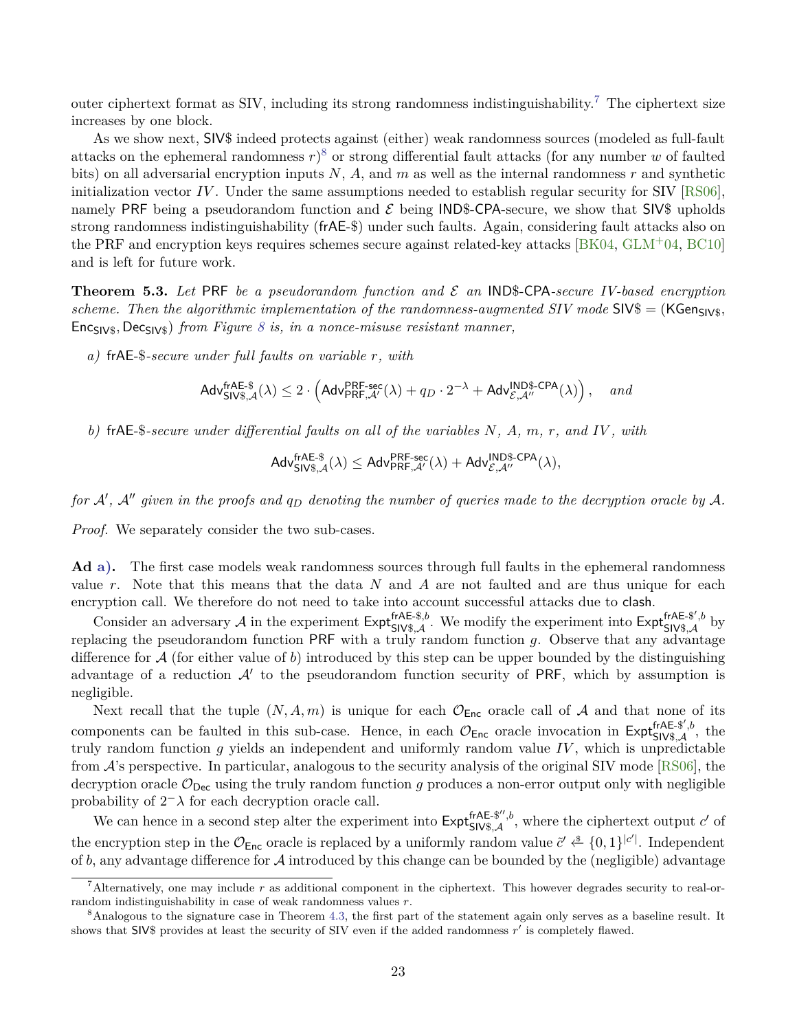outer ciphertext format as SIV, including its strong randomness indistinguishability.[7] The ciphertext size increases by one block.

As we show next, SIV$ indeed protects against (either) weak randomness sources (modeled as full-fault attacks on the ephemeral randomness $r$)[8] or strong differential fault attacks (for any number $w$ of faulted bits) on all adversarial encryption inputs $N$, $A$, and $m$ as well as the internal randomness $r$ and synthetic initialization vector $IV$. Under the same assumptions needed to establish regular security for SIV [RS06], namely PRF being a pseudorandom function and $\mathcal{E}$ being IND$-CPA-secure, we show that SIV$ upholds strong randomness indistinguishability (frAE-$) under such faults. Again, considering fault attacks also on the PRF and encryption keys requires schemes secure against related-key attacks [BK04, GLM+04, BC10] and is left for future work.

**Theorem 5.3.** *Let* PRF *be a pseudorandom function and* $\mathcal{E}$ *an* IND$-CPA*-secure IV-based encryption scheme. Then the algorithmic implementation of the randomness-augmented SIV mode* SIV$ = ($\mathsf{KGen}_{\mathsf{SIV\$}}$, $\mathsf{Enc}_{\mathsf{SIV\$}}$, $\mathsf{Dec}_{\mathsf{SIV\$}}$) *from Figure 8 is, in a nonce-misuse resistant manner,*

*a)* frAE-$*-secure under full faults on variable* $r$*, with*

$$\mathsf{Adv}^{\mathsf{frAE\text{-}\$}}_{\mathsf{SIV\$},\mathcal{A}}(\lambda) \leq 2 \cdot \left(\mathsf{Adv}^{\mathsf{PRF\text{-}sec}}_{\mathsf{PRF},\mathcal{A}'}(\lambda) + q_D \cdot 2^{-\lambda} + \mathsf{Adv}^{\mathsf{IND\$\text{-}CPA}}_{\mathcal{E},\mathcal{A}''}(\lambda)\right), \quad \textit{and}$$

*b)* frAE-$*-secure under differential faults on all of the variables* $N$*,* $A$*,* $m$*,* $r$*, and* $IV$*, with*

$$\mathsf{Adv}^{\mathsf{frAE\text{-}\$}}_{\mathsf{SIV\$},\mathcal{A}}(\lambda) \leq \mathsf{Adv}^{\mathsf{PRF\text{-}sec}}_{\mathsf{PRF},\mathcal{A}'}(\lambda) + \mathsf{Adv}^{\mathsf{IND\$\text{-}CPA}}_{\mathcal{E},\mathcal{A}''}(\lambda),$$

*for* $\mathcal{A}'$*,* $\mathcal{A}''$ *given in the proofs and* $q_D$ *denoting the number of queries made to the decryption oracle by* $\mathcal{A}$*.*

*Proof.* We separately consider the two sub-cases.

**Ad a).** The first case models weak randomness sources through full faults in the ephemeral randomness value $r$. Note that this means that the data $N$ and $A$ are not faulted and are thus unique for each encryption call. We therefore do not need to take into account successful attacks due to clash.

Consider an adversary $\mathcal{A}$ in the experiment $\mathsf{Expt}^{\mathsf{frAE\text{-}\$},b}_{\mathsf{SIV\$},\mathcal{A}}$. We modify the experiment into $\mathsf{Expt}^{\mathsf{frAE\text{-}\$'},b}_{\mathsf{SIV\$},\mathcal{A}}$ by replacing the pseudorandom function PRF with a truly random function $g$. Observe that any advantage difference for $\mathcal{A}$ (for either value of $b$) introduced by this step can be upper bounded by the distinguishing advantage of a reduction $\mathcal{A}'$ to the pseudorandom function security of PRF, which by assumption is negligible.

Next recall that the tuple $(N, A, m)$ is unique for each $\mathcal{O}_{\mathsf{Enc}}$ oracle call of $\mathcal{A}$ and that none of its components can be faulted in this sub-case. Hence, in each $\mathcal{O}_{\mathsf{Enc}}$ oracle invocation in $\mathsf{Expt}^{\mathsf{frAE\text{-}\$'},b}_{\mathsf{SIV\$},\mathcal{A}}$, the truly random function $g$ yields an independent and uniformly random value $IV$, which is unpredictable from $\mathcal{A}$'s perspective. In particular, analogous to the security analysis of the original SIV mode [RS06], the decryption oracle $\mathcal{O}_{\mathsf{Dec}}$ using the truly random function $g$ produces a non-error output only with negligible probability of $2^-\lambda$ for each decryption oracle call.

We can hence in a second step alter the experiment into $\mathsf{Expt}^{\mathsf{frAE\text{-}\$''},b}_{\mathsf{SIV\$},\mathcal{A}}$, where the ciphertext output $c'$ of the encryption step in the $\mathcal{O}_{\mathsf{Enc}}$ oracle is replaced by a uniformly random value $\tilde{c}' \xleftarrow{\$} \{0,1\}^{|c'|}$. Independent of $b$, any advantage difference for $\mathcal{A}$ introduced by this change can be bounded by the (negligible) advantage

[7] Alternatively, one may include $r$ as additional component in the ciphertext. This however degrades security to real-or-random indistinguishability in case of weak randomness values $r$.

[8] Analogous to the signature case in Theorem 4.3, the first part of the statement again only serves as a baseline result. It shows that SIV$ provides at least the security of SIV even if the added randomness $r'$ is completely flawed.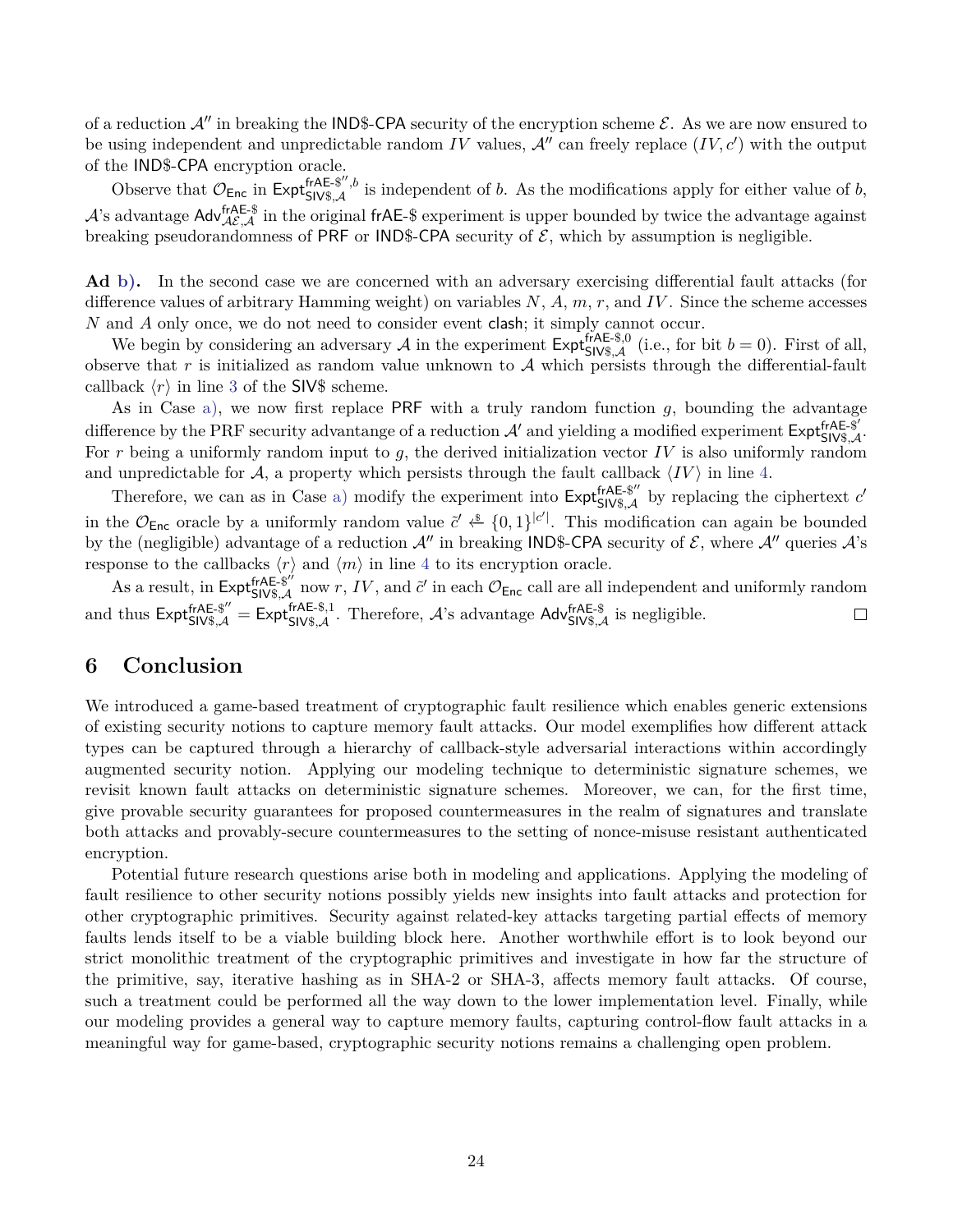of a reduction $\mathcal{A}''$ in breaking the IND\$-CPA security of the encryption scheme $\mathcal{E}$. As we are now ensured to be using independent and unpredictable random $IV$ values, $\mathcal{A}''$ can freely replace $(IV, c')$ with the output of the IND\$-CPA encryption oracle.

Observe that $\mathcal{O}_{\mathsf{Enc}}$ in $\mathsf{Expt}^{\mathsf{frAE\text{-}\$''},b}_{\mathsf{SIV\$},\mathcal{A}}$ is independent of $b$. As the modifications apply for either value of $b$, $\mathcal{A}$'s advantage $\mathsf{Adv}^{\mathsf{frAE\text{-}\$}}_{\mathcal{AE},\mathcal{A}}$ in the original frAE-\$ experiment is upper bounded by twice the advantage against breaking pseudorandomness of PRF or IND\$-CPA security of $\mathcal{E}$, which by assumption is negligible.

**Ad b).** In the second case we are concerned with an adversary exercising differential fault attacks (for difference values of arbitrary Hamming weight) on variables $N$, $A$, $m$, $r$, and $IV$. Since the scheme accesses $N$ and $A$ only once, we do not need to consider event clash; it simply cannot occur.

We begin by considering an adversary $\mathcal{A}$ in the experiment $\mathsf{Expt}^{\mathsf{frAE\text{-}\$},0}_{\mathsf{SIV\$},\mathcal{A}}$ (i.e., for bit $b = 0$). First of all, observe that $r$ is initialized as random value unknown to $\mathcal{A}$ which persists through the differential-fault callback $\langle r \rangle$ in line 3 of the SIV\$ scheme.

As in Case a), we now first replace PRF with a truly random function $g$, bounding the advantage difference by the PRF security advantange of a reduction $\mathcal{A}'$ and yielding a modified experiment $\mathsf{Expt}^{\mathsf{frAE\text{-}\$'}}_{\mathsf{SIV\$},\mathcal{A}}$. For $r$ being a uniformly random input to $g$, the derived initialization vector $IV$ is also uniformly random and unpredictable for $\mathcal{A}$, a property which persists through the fault callback $\langle IV \rangle$ in line 4.

Therefore, we can as in Case a) modify the experiment into $\mathsf{Expt}^{\mathsf{frAE\text{-}\$''}}_{\mathsf{SIV\$},\mathcal{A}}$ by replacing the ciphertext $c'$ in the $\mathcal{O}_{\mathsf{Enc}}$ oracle by a uniformly random value $\tilde{c}' \xleftarrow{\$} \{0,1\}^{|c'|}$. This modification can again be bounded by the (negligible) advantage of a reduction $\mathcal{A}''$ in breaking IND\$-CPA security of $\mathcal{E}$, where $\mathcal{A}''$ queries $\mathcal{A}$'s response to the callbacks $\langle r \rangle$ and $\langle m \rangle$ in line 4 to its encryption oracle.

As a result, in $\mathsf{Expt}^{\mathsf{frAE\text{-}\$''}}_{\mathsf{SIV\$},\mathcal{A}}$ now $r$, $IV$, and $\tilde{c}'$ in each $\mathcal{O}_{\mathsf{Enc}}$ call are all independent and uniformly random and thus $\mathsf{Expt}^{\mathsf{frAE\text{-}\$''}}_{\mathsf{SIV\$},\mathcal{A}} = \mathsf{Expt}^{\mathsf{frAE\text{-}\$},1}_{\mathsf{SIV\$},\mathcal{A}}$. Therefore, $\mathcal{A}$'s advantage $\mathsf{Adv}^{\mathsf{frAE\text{-}\$}}_{\mathsf{SIV\$},\mathcal{A}}$ is negligible. □

## 6 Conclusion

We introduced a game-based treatment of cryptographic fault resilience which enables generic extensions of existing security notions to capture memory fault attacks. Our model exemplifies how different attack types can be captured through a hierarchy of callback-style adversarial interactions within accordingly augmented security notion. Applying our modeling technique to deterministic signature schemes, we revisit known fault attacks on deterministic signature schemes. Moreover, we can, for the first time, give provable security guarantees for proposed countermeasures in the realm of signatures and translate both attacks and provably-secure countermeasures to the setting of nonce-misuse resistant authenticated encryption.

Potential future research questions arise both in modeling and applications. Applying the modeling of fault resilience to other security notions possibly yields new insights into fault attacks and protection for other cryptographic primitives. Security against related-key attacks targeting partial effects of memory faults lends itself to be a viable building block here. Another worthwhile effort is to look beyond our strict monolithic treatment of the cryptographic primitives and investigate in how far the structure of the primitive, say, iterative hashing as in SHA-2 or SHA-3, affects memory fault attacks. Of course, such a treatment could be performed all the way down to the lower implementation level. Finally, while our modeling provides a general way to capture memory faults, capturing control-flow fault attacks in a meaningful way for game-based, cryptographic security notions remains a challenging open problem.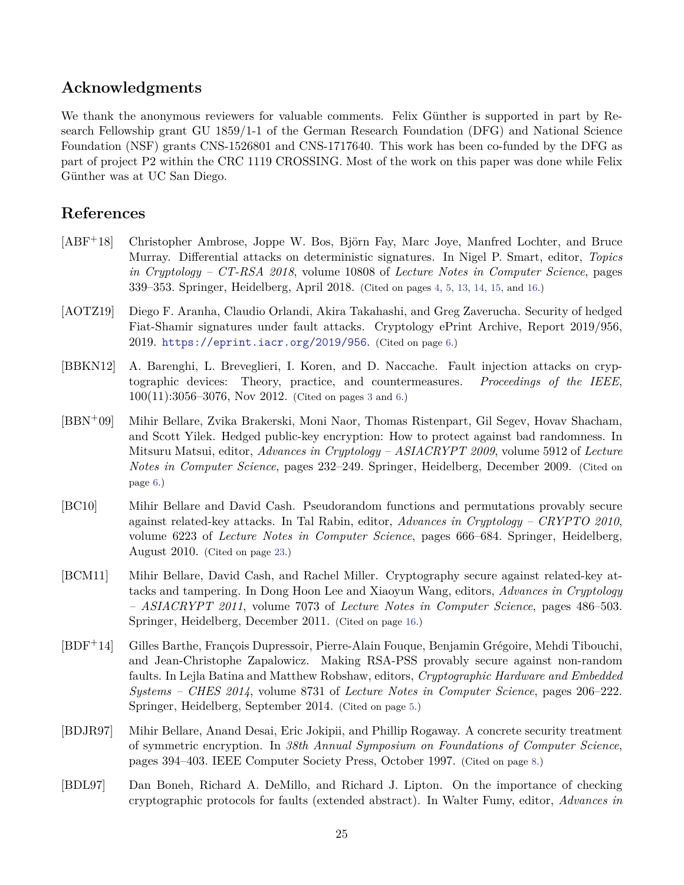## Acknowledgments

We thank the anonymous reviewers for valuable comments. Felix Günther is supported in part by Research Fellowship grant GU 1859/1-1 of the German Research Foundation (DFG) and National Science Foundation (NSF) grants CNS-1526801 and CNS-1717640. This work has been co-funded by the DFG as part of project P2 within the CRC 1119 CROSSING. Most of the work on this paper was done while Felix Günther was at UC San Diego.

## References

[ABF+18] Christopher Ambrose, Joppe W. Bos, Björn Fay, Marc Joye, Manfred Lochter, and Bruce Murray. Differential attacks on deterministic signatures. In Nigel P. Smart, editor, *Topics in Cryptology – CT-RSA 2018*, volume 10808 of *Lecture Notes in Computer Science*, pages 339–353. Springer, Heidelberg, April 2018. (Cited on pages 4, 5, 13, 14, 15, and 16.)

[AOTZ19] Diego F. Aranha, Claudio Orlandi, Akira Takahashi, and Greg Zaverucha. Security of hedged Fiat-Shamir signatures under fault attacks. Cryptology ePrint Archive, Report 2019/956, 2019. https://eprint.iacr.org/2019/956. (Cited on page 6.)

[BBKN12] A. Barenghi, L. Breveglieri, I. Koren, and D. Naccache. Fault injection attacks on cryptographic devices: Theory, practice, and countermeasures. *Proceedings of the IEEE*, 100(11):3056–3076, Nov 2012. (Cited on pages 3 and 6.)

[BBN+09] Mihir Bellare, Zvika Brakerski, Moni Naor, Thomas Ristenpart, Gil Segev, Hovav Shacham, and Scott Yilek. Hedged public-key encryption: How to protect against bad randomness. In Mitsuru Matsui, editor, *Advances in Cryptology – ASIACRYPT 2009*, volume 5912 of *Lecture Notes in Computer Science*, pages 232–249. Springer, Heidelberg, December 2009. (Cited on page 6.)

[BC10] Mihir Bellare and David Cash. Pseudorandom functions and permutations provably secure against related-key attacks. In Tal Rabin, editor, *Advances in Cryptology – CRYPTO 2010*, volume 6223 of *Lecture Notes in Computer Science*, pages 666–684. Springer, Heidelberg, August 2010. (Cited on page 23.)

[BCM11] Mihir Bellare, David Cash, and Rachel Miller. Cryptography secure against related-key attacks and tampering. In Dong Hoon Lee and Xiaoyun Wang, editors, *Advances in Cryptology – ASIACRYPT 2011*, volume 7073 of *Lecture Notes in Computer Science*, pages 486–503. Springer, Heidelberg, December 2011. (Cited on page 16.)

[BDF+14] Gilles Barthe, François Dupressoir, Pierre-Alain Fouque, Benjamin Grégoire, Mehdi Tibouchi, and Jean-Christophe Zapalowicz. Making RSA-PSS provably secure against non-random faults. In Lejla Batina and Matthew Robshaw, editors, *Cryptographic Hardware and Embedded Systems – CHES 2014*, volume 8731 of *Lecture Notes in Computer Science*, pages 206–222. Springer, Heidelberg, September 2014. (Cited on page 5.)

[BDJR97] Mihir Bellare, Anand Desai, Eric Jokipii, and Phillip Rogaway. A concrete security treatment of symmetric encryption. In *38th Annual Symposium on Foundations of Computer Science*, pages 394–403. IEEE Computer Society Press, October 1997. (Cited on page 8.)

[BDL97] Dan Boneh, Richard A. DeMillo, and Richard J. Lipton. On the importance of checking cryptographic protocols for faults (extended abstract). In Walter Fumy, editor, *Advances in*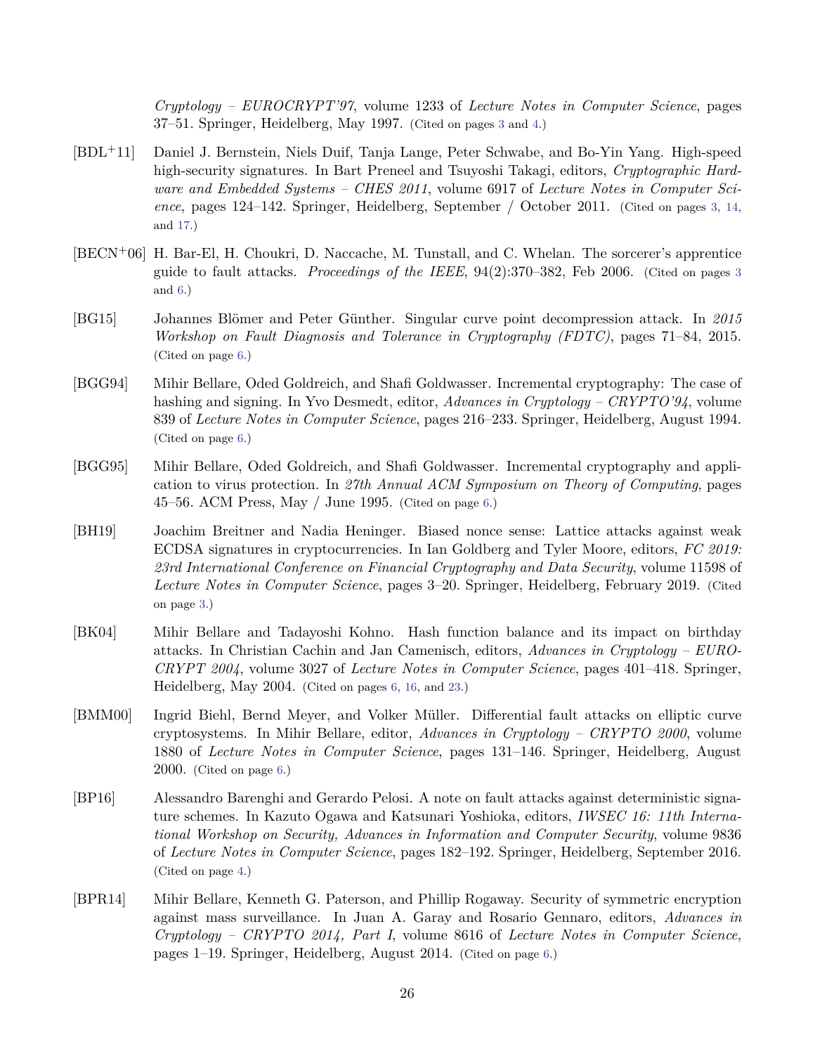*Cryptology – EUROCRYPT'97*, volume 1233 of *Lecture Notes in Computer Science*, pages 37–51. Springer, Heidelberg, May 1997. (Cited on pages 3 and 4.)

[BDL+11] Daniel J. Bernstein, Niels Duif, Tanja Lange, Peter Schwabe, and Bo-Yin Yang. High-speed high-security signatures. In Bart Preneel and Tsuyoshi Takagi, editors, *Cryptographic Hardware and Embedded Systems – CHES 2011*, volume 6917 of *Lecture Notes in Computer Science*, pages 124–142. Springer, Heidelberg, September / October 2011. (Cited on pages 3, 14, and 17.)

[BECN+06] H. Bar-El, H. Choukri, D. Naccache, M. Tunstall, and C. Whelan. The sorcerer's apprentice guide to fault attacks. *Proceedings of the IEEE*, 94(2):370–382, Feb 2006. (Cited on pages 3 and 6.)

[BG15] Johannes Blömer and Peter Günther. Singular curve point decompression attack. In *2015 Workshop on Fault Diagnosis and Tolerance in Cryptography (FDTC)*, pages 71–84, 2015. (Cited on page 6.)

[BGG94] Mihir Bellare, Oded Goldreich, and Shafi Goldwasser. Incremental cryptography: The case of hashing and signing. In Yvo Desmedt, editor, *Advances in Cryptology – CRYPTO'94*, volume 839 of *Lecture Notes in Computer Science*, pages 216–233. Springer, Heidelberg, August 1994. (Cited on page 6.)

[BGG95] Mihir Bellare, Oded Goldreich, and Shafi Goldwasser. Incremental cryptography and application to virus protection. In *27th Annual ACM Symposium on Theory of Computing*, pages 45–56. ACM Press, May / June 1995. (Cited on page 6.)

[BH19] Joachim Breitner and Nadia Heninger. Biased nonce sense: Lattice attacks against weak ECDSA signatures in cryptocurrencies. In Ian Goldberg and Tyler Moore, editors, *FC 2019: 23rd International Conference on Financial Cryptography and Data Security*, volume 11598 of *Lecture Notes in Computer Science*, pages 3–20. Springer, Heidelberg, February 2019. (Cited on page 3.)

[BK04] Mihir Bellare and Tadayoshi Kohno. Hash function balance and its impact on birthday attacks. In Christian Cachin and Jan Camenisch, editors, *Advances in Cryptology – EUROCRYPT 2004*, volume 3027 of *Lecture Notes in Computer Science*, pages 401–418. Springer, Heidelberg, May 2004. (Cited on pages 6, 16, and 23.)

[BMM00] Ingrid Biehl, Bernd Meyer, and Volker Müller. Differential fault attacks on elliptic curve cryptosystems. In Mihir Bellare, editor, *Advances in Cryptology – CRYPTO 2000*, volume 1880 of *Lecture Notes in Computer Science*, pages 131–146. Springer, Heidelberg, August 2000. (Cited on page 6.)

[BP16] Alessandro Barenghi and Gerardo Pelosi. A note on fault attacks against deterministic signature schemes. In Kazuto Ogawa and Katsunari Yoshioka, editors, *IWSEC 16: 11th International Workshop on Security, Advances in Information and Computer Security*, volume 9836 of *Lecture Notes in Computer Science*, pages 182–192. Springer, Heidelberg, September 2016. (Cited on page 4.)

[BPR14] Mihir Bellare, Kenneth G. Paterson, and Phillip Rogaway. Security of symmetric encryption against mass surveillance. In Juan A. Garay and Rosario Gennaro, editors, *Advances in Cryptology – CRYPTO 2014, Part I*, volume 8616 of *Lecture Notes in Computer Science*, pages 1–19. Springer, Heidelberg, August 2014. (Cited on page 6.)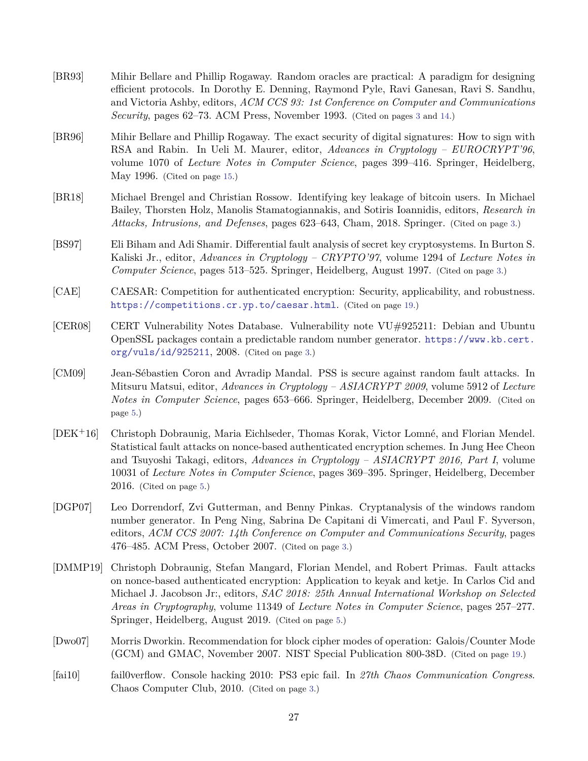[BR93] Mihir Bellare and Phillip Rogaway. Random oracles are practical: A paradigm for designing efficient protocols. In Dorothy E. Denning, Raymond Pyle, Ravi Ganesan, Ravi S. Sandhu, and Victoria Ashby, editors, *ACM CCS 93: 1st Conference on Computer and Communications Security*, pages 62–73. ACM Press, November 1993. (Cited on pages 3 and 14.)

[BR96] Mihir Bellare and Phillip Rogaway. The exact security of digital signatures: How to sign with RSA and Rabin. In Ueli M. Maurer, editor, *Advances in Cryptology – EUROCRYPT'96*, volume 1070 of *Lecture Notes in Computer Science*, pages 399–416. Springer, Heidelberg, May 1996. (Cited on page 15.)

[BR18] Michael Brengel and Christian Rossow. Identifying key leakage of bitcoin users. In Michael Bailey, Thorsten Holz, Manolis Stamatogiannakis, and Sotiris Ioannidis, editors, *Research in Attacks, Intrusions, and Defenses*, pages 623–643, Cham, 2018. Springer. (Cited on page 3.)

[BS97] Eli Biham and Adi Shamir. Differential fault analysis of secret key cryptosystems. In Burton S. Kaliski Jr., editor, *Advances in Cryptology – CRYPTO'97*, volume 1294 of *Lecture Notes in Computer Science*, pages 513–525. Springer, Heidelberg, August 1997. (Cited on page 3.)

[CAE] CAESAR: Competition for authenticated encryption: Security, applicability, and robustness. https://competitions.cr.yp.to/caesar.html. (Cited on page 19.)

[CER08] CERT Vulnerability Notes Database. Vulnerability note VU#925211: Debian and Ubuntu OpenSSL packages contain a predictable random number generator. https://www.kb.cert.org/vuls/id/925211, 2008. (Cited on page 3.)

[CM09] Jean-Sébastien Coron and Avradip Mandal. PSS is secure against random fault attacks. In Mitsuru Matsui, editor, *Advances in Cryptology – ASIACRYPT 2009*, volume 5912 of *Lecture Notes in Computer Science*, pages 653–666. Springer, Heidelberg, December 2009. (Cited on page 5.)

[DEK+16] Christoph Dobraunig, Maria Eichlseder, Thomas Korak, Victor Lomné, and Florian Mendel. Statistical fault attacks on nonce-based authenticated encryption schemes. In Jung Hee Cheon and Tsuyoshi Takagi, editors, *Advances in Cryptology – ASIACRYPT 2016, Part I*, volume 10031 of *Lecture Notes in Computer Science*, pages 369–395. Springer, Heidelberg, December 2016. (Cited on page 5.)

[DGP07] Leo Dorrendorf, Zvi Gutterman, and Benny Pinkas. Cryptanalysis of the windows random number generator. In Peng Ning, Sabrina De Capitani di Vimercati, and Paul F. Syverson, editors, *ACM CCS 2007: 14th Conference on Computer and Communications Security*, pages 476–485. ACM Press, October 2007. (Cited on page 3.)

[DMMP19] Christoph Dobraunig, Stefan Mangard, Florian Mendel, and Robert Primas. Fault attacks on nonce-based authenticated encryption: Application to keyak and ketje. In Carlos Cid and Michael J. Jacobson Jr:, editors, *SAC 2018: 25th Annual International Workshop on Selected Areas in Cryptography*, volume 11349 of *Lecture Notes in Computer Science*, pages 257–277. Springer, Heidelberg, August 2019. (Cited on page 5.)

[Dwo07] Morris Dworkin. Recommendation for block cipher modes of operation: Galois/Counter Mode (GCM) and GMAC, November 2007. NIST Special Publication 800-38D. (Cited on page 19.)

[fai10] fail0verflow. Console hacking 2010: PS3 epic fail. In *27th Chaos Communication Congress*. Chaos Computer Club, 2010. (Cited on page 3.)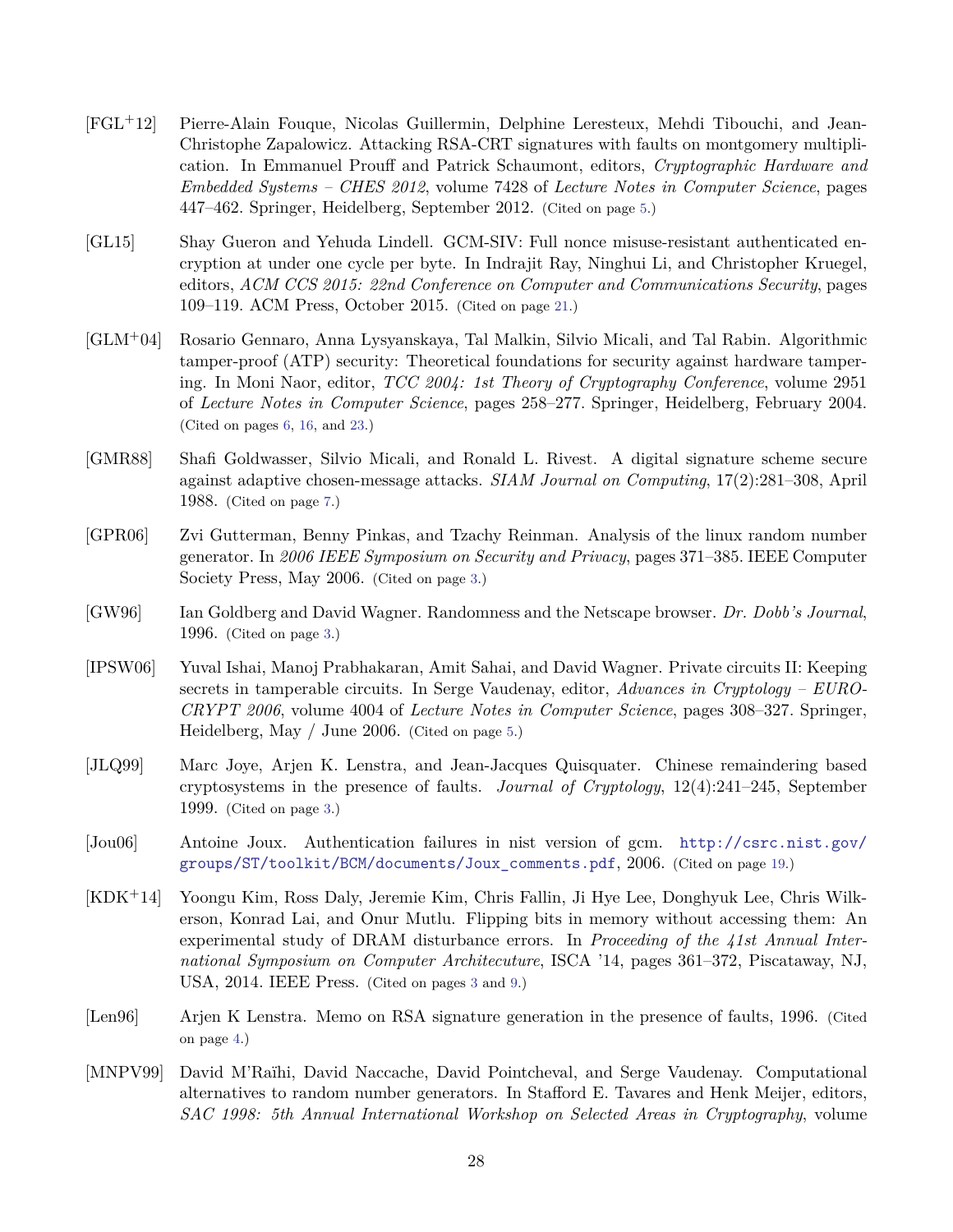[FGL$^+$12] Pierre-Alain Fouque, Nicolas Guillermin, Delphine Leresteux, Mehdi Tibouchi, and Jean-Christophe Zapalowicz. Attacking RSA-CRT signatures with faults on montgomery multiplication. In Emmanuel Prouff and Patrick Schaumont, editors, *Cryptographic Hardware and Embedded Systems – CHES 2012*, volume 7428 of *Lecture Notes in Computer Science*, pages 447–462. Springer, Heidelberg, September 2012. (Cited on page 5.)

[GL15] Shay Gueron and Yehuda Lindell. GCM-SIV: Full nonce misuse-resistant authenticated encryption at under one cycle per byte. In Indrajit Ray, Ninghui Li, and Christopher Kruegel, editors, *ACM CCS 2015: 22nd Conference on Computer and Communications Security*, pages 109–119. ACM Press, October 2015. (Cited on page 21.)

[GLM$^+$04] Rosario Gennaro, Anna Lysyanskaya, Tal Malkin, Silvio Micali, and Tal Rabin. Algorithmic tamper-proof (ATP) security: Theoretical foundations for security against hardware tampering. In Moni Naor, editor, *TCC 2004: 1st Theory of Cryptography Conference*, volume 2951 of *Lecture Notes in Computer Science*, pages 258–277. Springer, Heidelberg, February 2004. (Cited on pages 6, 16, and 23.)

[GMR88] Shafi Goldwasser, Silvio Micali, and Ronald L. Rivest. A digital signature scheme secure against adaptive chosen-message attacks. *SIAM Journal on Computing*, 17(2):281–308, April 1988. (Cited on page 7.)

[GPR06] Zvi Gutterman, Benny Pinkas, and Tzachy Reinman. Analysis of the linux random number generator. In *2006 IEEE Symposium on Security and Privacy*, pages 371–385. IEEE Computer Society Press, May 2006. (Cited on page 3.)

[GW96] Ian Goldberg and David Wagner. Randomness and the Netscape browser. *Dr. Dobb's Journal*, 1996. (Cited on page 3.)

[IPSW06] Yuval Ishai, Manoj Prabhakaran, Amit Sahai, and David Wagner. Private circuits II: Keeping secrets in tamperable circuits. In Serge Vaudenay, editor, *Advances in Cryptology – EUROCRYPT 2006*, volume 4004 of *Lecture Notes in Computer Science*, pages 308–327. Springer, Heidelberg, May / June 2006. (Cited on page 5.)

[JLQ99] Marc Joye, Arjen K. Lenstra, and Jean-Jacques Quisquater. Chinese remaindering based cryptosystems in the presence of faults. *Journal of Cryptology*, 12(4):241–245, September 1999. (Cited on page 3.)

[Jou06] Antoine Joux. Authentication failures in nist version of gcm. http://csrc.nist.gov/groups/ST/toolkit/BCM/documents/Joux_comments.pdf, 2006. (Cited on page 19.)

[KDK$^+$14] Yoongu Kim, Ross Daly, Jeremie Kim, Chris Fallin, Ji Hye Lee, Donghyuk Lee, Chris Wilkerson, Konrad Lai, and Onur Mutlu. Flipping bits in memory without accessing them: An experimental study of DRAM disturbance errors. In *Proceeding of the 41st Annual International Symposium on Computer Architecuture*, ISCA '14, pages 361–372, Piscataway, NJ, USA, 2014. IEEE Press. (Cited on pages 3 and 9.)

[Len96] Arjen K Lenstra. Memo on RSA signature generation in the presence of faults, 1996. (Cited on page 4.)

[MNPV99] David M'Raïhi, David Naccache, David Pointcheval, and Serge Vaudenay. Computational alternatives to random number generators. In Stafford E. Tavares and Henk Meijer, editors, *SAC 1998: 5th Annual International Workshop on Selected Areas in Cryptography*, volume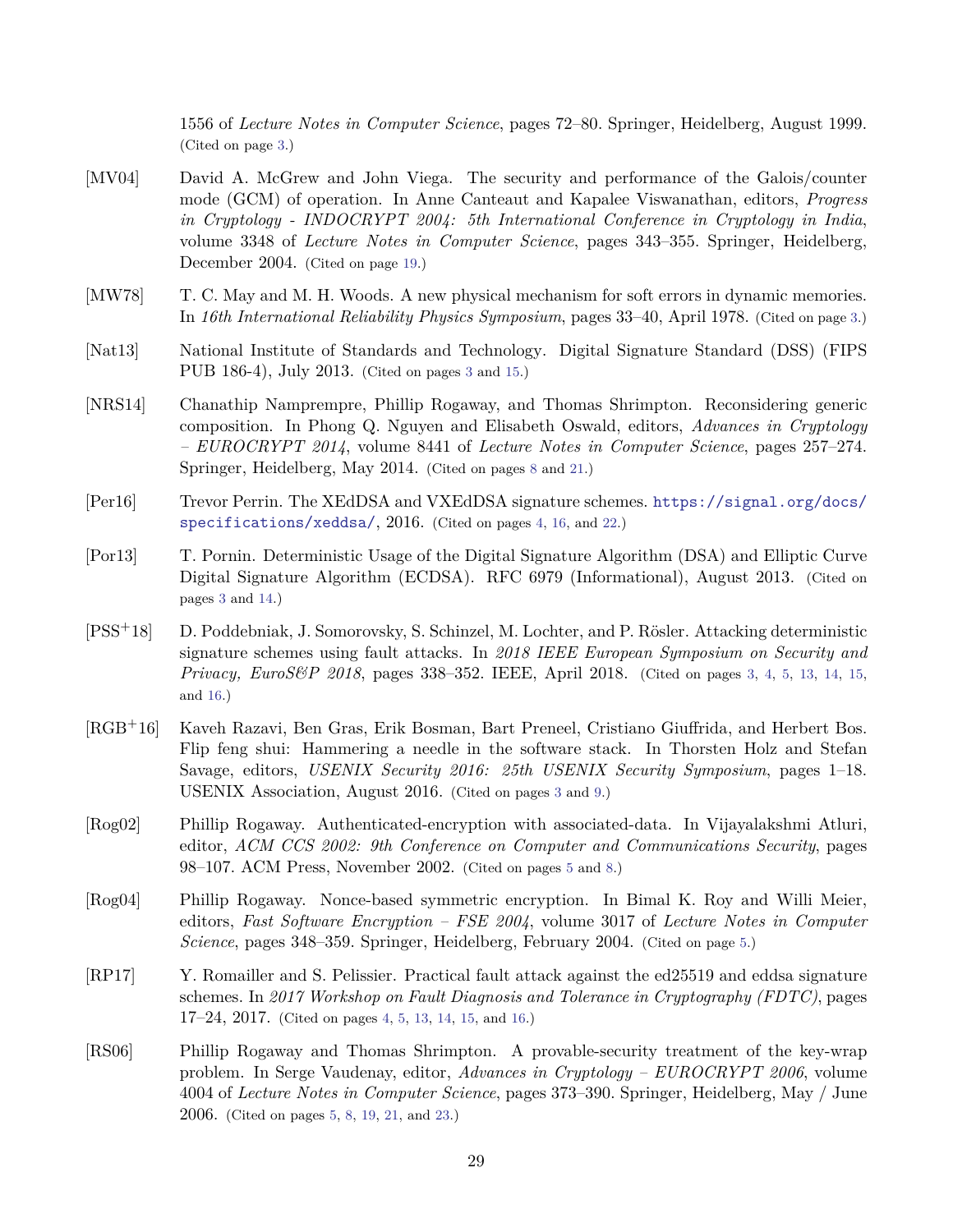1556 of *Lecture Notes in Computer Science*, pages 72–80. Springer, Heidelberg, August 1999. (Cited on page 3.)

[MV04] David A. McGrew and John Viega. The security and performance of the Galois/counter mode (GCM) of operation. In Anne Canteaut and Kapalee Viswanathan, editors, *Progress in Cryptology - INDOCRYPT 2004: 5th International Conference in Cryptology in India*, volume 3348 of *Lecture Notes in Computer Science*, pages 343–355. Springer, Heidelberg, December 2004. (Cited on page 19.)

[MW78] T. C. May and M. H. Woods. A new physical mechanism for soft errors in dynamic memories. In *16th International Reliability Physics Symposium*, pages 33–40, April 1978. (Cited on page 3.)

[Nat13] National Institute of Standards and Technology. Digital Signature Standard (DSS) (FIPS PUB 186-4), July 2013. (Cited on pages 3 and 15.)

[NRS14] Chanathip Namprempre, Phillip Rogaway, and Thomas Shrimpton. Reconsidering generic composition. In Phong Q. Nguyen and Elisabeth Oswald, editors, *Advances in Cryptology – EUROCRYPT 2014*, volume 8441 of *Lecture Notes in Computer Science*, pages 257–274. Springer, Heidelberg, May 2014. (Cited on pages 8 and 21.)

[Per16] Trevor Perrin. The XEdDSA and VXEdDSA signature schemes. https://signal.org/docs/specifications/xeddsa/, 2016. (Cited on pages 4, 16, and 22.)

[Por13] T. Pornin. Deterministic Usage of the Digital Signature Algorithm (DSA) and Elliptic Curve Digital Signature Algorithm (ECDSA). RFC 6979 (Informational), August 2013. (Cited on pages 3 and 14.)

[PSS+18] D. Poddebniak, J. Somorovsky, S. Schinzel, M. Lochter, and P. Rösler. Attacking deterministic signature schemes using fault attacks. In *2018 IEEE European Symposium on Security and Privacy, EuroS&P 2018*, pages 338–352. IEEE, April 2018. (Cited on pages 3, 4, 5, 13, 14, 15, and 16.)

[RGB+16] Kaveh Razavi, Ben Gras, Erik Bosman, Bart Preneel, Cristiano Giuffrida, and Herbert Bos. Flip feng shui: Hammering a needle in the software stack. In Thorsten Holz and Stefan Savage, editors, *USENIX Security 2016: 25th USENIX Security Symposium*, pages 1–18. USENIX Association, August 2016. (Cited on pages 3 and 9.)

[Rog02] Phillip Rogaway. Authenticated-encryption with associated-data. In Vijayalakshmi Atluri, editor, *ACM CCS 2002: 9th Conference on Computer and Communications Security*, pages 98–107. ACM Press, November 2002. (Cited on pages 5 and 8.)

[Rog04] Phillip Rogaway. Nonce-based symmetric encryption. In Bimal K. Roy and Willi Meier, editors, *Fast Software Encryption – FSE 2004*, volume 3017 of *Lecture Notes in Computer Science*, pages 348–359. Springer, Heidelberg, February 2004. (Cited on page 5.)

[RP17] Y. Romailler and S. Pelissier. Practical fault attack against the ed25519 and eddsa signature schemes. In *2017 Workshop on Fault Diagnosis and Tolerance in Cryptography (FDTC)*, pages 17–24, 2017. (Cited on pages 4, 5, 13, 14, 15, and 16.)

[RS06] Phillip Rogaway and Thomas Shrimpton. A provable-security treatment of the key-wrap problem. In Serge Vaudenay, editor, *Advances in Cryptology – EUROCRYPT 2006*, volume 4004 of *Lecture Notes in Computer Science*, pages 373–390. Springer, Heidelberg, May / June 2006. (Cited on pages 5, 8, 19, 21, and 23.)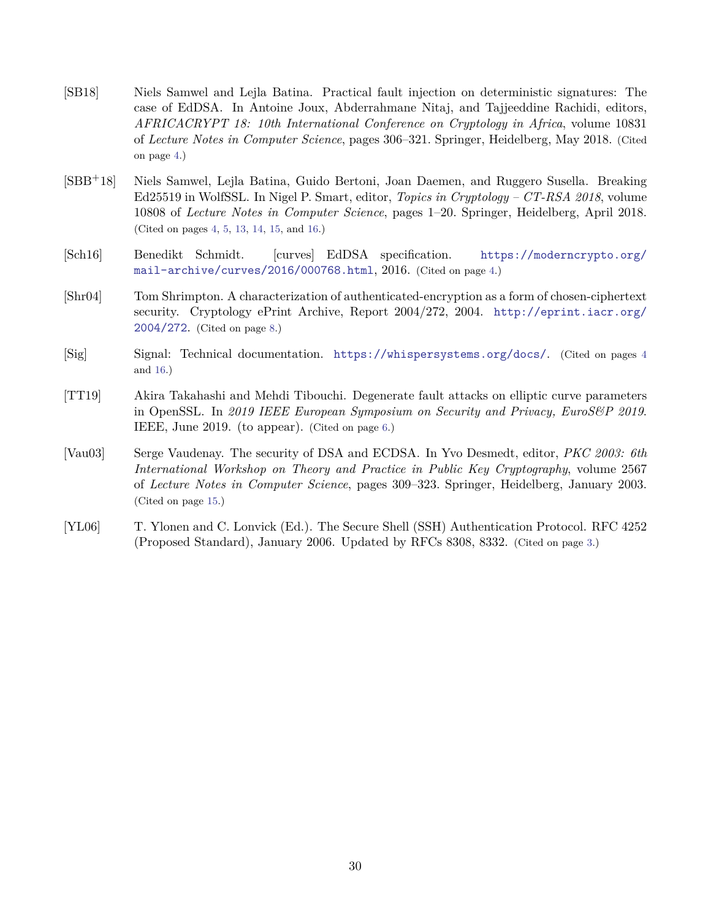[SB18] Niels Samwel and Lejla Batina. Practical fault injection on deterministic signatures: The case of EdDSA. In Antoine Joux, Abderrahmane Nitaj, and Tajjeeddine Rachidi, editors, *AFRICACRYPT 18: 10th International Conference on Cryptology in Africa*, volume 10831 of *Lecture Notes in Computer Science*, pages 306–321. Springer, Heidelberg, May 2018. (Cited on page 4.)

[SBB+18] Niels Samwel, Lejla Batina, Guido Bertoni, Joan Daemen, and Ruggero Susella. Breaking Ed25519 in WolfSSL. In Nigel P. Smart, editor, *Topics in Cryptology – CT-RSA 2018*, volume 10808 of *Lecture Notes in Computer Science*, pages 1–20. Springer, Heidelberg, April 2018. (Cited on pages 4, 5, 13, 14, 15, and 16.)

[Sch16] Benedikt Schmidt. [curves] EdDSA specification. https://moderncrypto.org/mail-archive/curves/2016/000768.html, 2016. (Cited on page 4.)

[Shr04] Tom Shrimpton. A characterization of authenticated-encryption as a form of chosen-ciphertext security. Cryptology ePrint Archive, Report 2004/272, 2004. http://eprint.iacr.org/2004/272. (Cited on page 8.)

[Sig] Signal: Technical documentation. https://whispersystems.org/docs/. (Cited on pages 4 and 16.)

[TT19] Akira Takahashi and Mehdi Tibouchi. Degenerate fault attacks on elliptic curve parameters in OpenSSL. In *2019 IEEE European Symposium on Security and Privacy, EuroS&P 2019*. IEEE, June 2019. (to appear). (Cited on page 6.)

[Vau03] Serge Vaudenay. The security of DSA and ECDSA. In Yvo Desmedt, editor, *PKC 2003: 6th International Workshop on Theory and Practice in Public Key Cryptography*, volume 2567 of *Lecture Notes in Computer Science*, pages 309–323. Springer, Heidelberg, January 2003. (Cited on page 15.)

[YL06] T. Ylonen and C. Lonvick (Ed.). The Secure Shell (SSH) Authentication Protocol. RFC 4252 (Proposed Standard), January 2006. Updated by RFCs 8308, 8332. (Cited on page 3.)